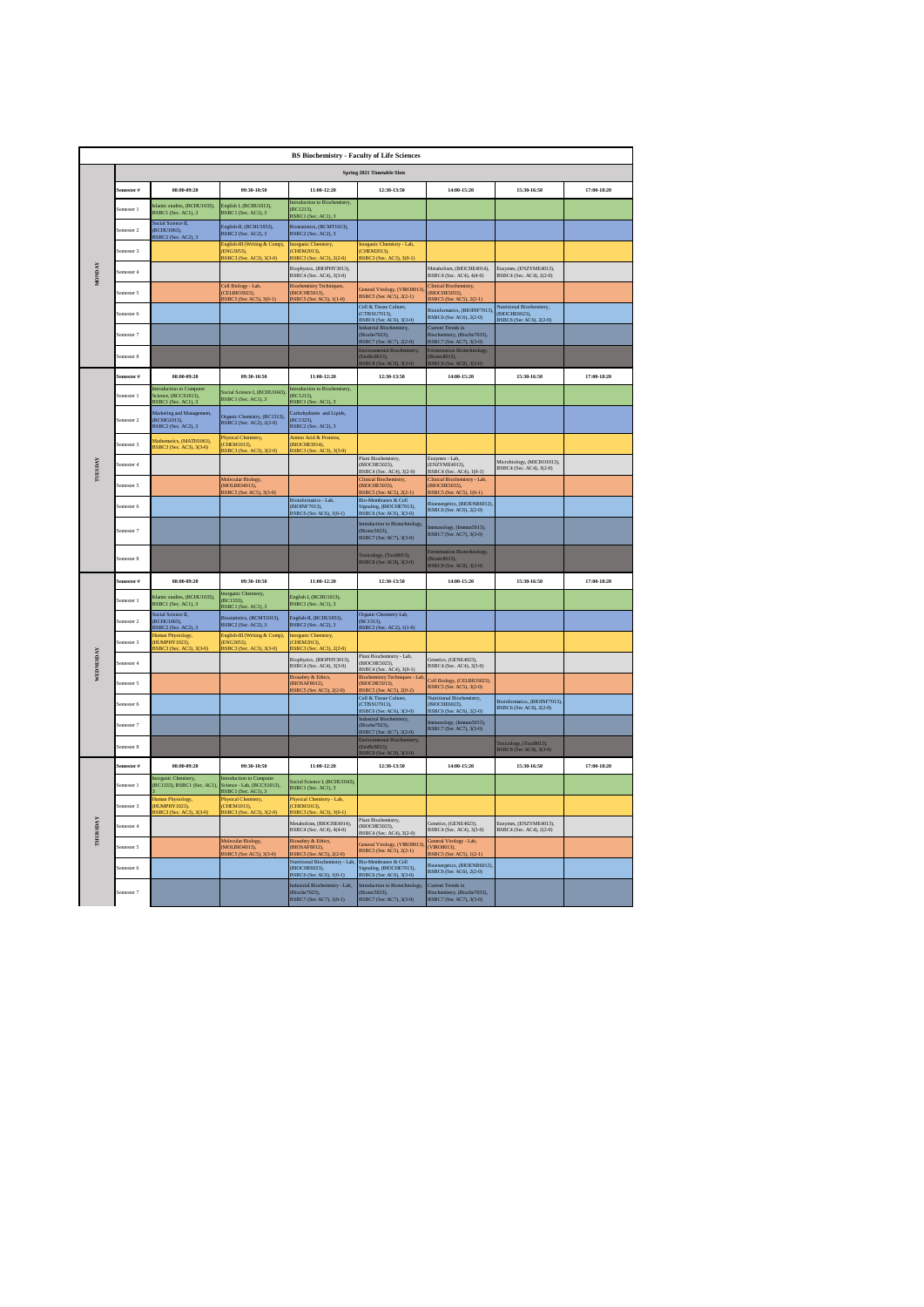# BS Biochemistry - Faculty of Life Sciences

## Spring 2021 Timetable Slots

| Day | Semester # | 08:00-09:20 | 09:30-10:50 | 11:00-12:20 | 12:30-13:50 | 14:00-15:20 | 15:30-16:50 | 17:00-18:20 |
|---|---|---|---|---|---|---|---|---|
| MONDAY | Semester 1 | Islamic studies, (BCHU1035), BSBC1 (Sec. AC1), 3 | English I, (BCHU1013), BSBC1 (Sec. AC1), 3 | Introduction to Biochemistry, (BC1213), BSBC1 (Sec. AC1), 3 | | | | |
| | Semester 2 | Social Science II, (BCHU1063), BSBC2 (Sec. AC2), 3 | English-II, (BCHU1053), BSBC2 (Sec. AC2), 3 | Biostatistics, (BCMT1013), BSBC2 (Sec. AC2), 3 | | | | |
| | Semester 3 | | English-III (Writing & Comp), (ENG3053), BSBC3 (Sec. AC3), 3(3-0) | Inorganic Chemistry, (CHEM2013), BSBC3 (Sec. AC3), 2(2-0) | Inorganic Chemistry - Lab, (CHEM2013), BSBC3 (Sec. AC3), 3(0-1) | | | |
| | Semester 4 | | | Biophysics, (BIOPHY3013), BSBC4 (Sec. AC4), 3(3-0) | | Metabolism, (BIOCHE4014), BSBC4 (Sec. AC4), 4(4-0) | Enzymes, (ENZYME4013), BSBC4 (Sec. AC4), 2(2-0) | |
| | Semester 5 | | Cell Biology - Lab, (CELBIO3023), BSBC5 (Sec AC5), 3(0-1) | Biochemistry Techniques, (BIOCHE5013), BSBC5 (Sec. AC5), 1(1-0) | General Virology, (VIRO8013), BSBC5 (Sec. AC5), 2(2-1) | Clinical Biochemistry, (BIOCHE5033), BSBC5 (Sec. AC5), 2(2-1) | | |
| | Semester 6 | | | | Cell & Tissue Culture, (CTISSU7013), BSBC6 (Sec AC6), 3(3-0) | Bioinformatics, (BIOINF7013), BSBC6 (Sec AC6), 2(2-0) | Nutritional Biochemistry, (BIOCHE6023), BSBC6 (Sec AC6), 2(2-0) | |
| | Semester 7 | | | | Industrial Biochemistry, (Bioche7023), BSBC7 (Sec AC7), 2(2-0) | Current Trends in Biochemistry, (Bioche7033), BSBC7 (Sec AC7), 3(3-0) | | |
| | Semester 8 | | | | Environmental Biochemistry, (EnviBc8013), BSBC8 (Sec AC8), 3(3-0) | Fermentation Biotechnology, (Biotec8013), BSBC8 (Sec AC8), 3(3-0) | | |
| TUESDAY | Semester 1 | Introduction to Computer Science, (BCCS1013), BSBC1 (Sec. AC1), 3 | Social Science I, (BCHU1043), BSBC1 (Sec. AC1), 3 | Introduction to Biochemistry, (BC1213), BSBC1 (Sec. AC1), 3 | | | | |
| | Semester 2 | Marketing and Management, (BCMG1013), BSBC2 (Sec. AC2), 3 | Organic Chemistry, (BC1333), BSBC2 (Sec. AC2), 2(2-0) | Carbohydrates and Lipids, (BC1323), BSBC2 (Sec. AC2), 3 | | | | |
| | Semester 3 | Mathematics, (MATH1063), BSBC3 (Sec. AC3), 3(3-0) | Physical Chemistry, (CHEM1013), BSBC3 (Sec. AC3), 3(2-0) | Amino Acid & Proteins, (BIOCHE3014), BSBC3 (Sec. AC3), 3(3-0) | | | | |
| | Semester 4 | | | | Plant Biochemistry, (BIOCHE5023), BSBC4 (Sec. AC4), 3(2-0) | Enzymes - Lab, (ENZYME4013), BSBC4 (Sec. AC4), 1(0-1) | Microbiology, (MICRO1013), BSBC4 (Sec. AC4), 3(2-0) | |
| | Semester 5 | | Molecular Biology, (MOLBIO4013), BSBC5 (Sec AC5), 3(3-0) | | Clinical Biochemistry, (BIOCHE5033), BSBC5 (Sec AC5), 2(2-1) | Clinical Biochemistry - Lab, (BIOCHE5033), BSBC5 (Sec AC5), 1(0-1) | | |
| | Semester 6 | | | Bioinformatics - Lab, (BIOINF7013), BSBC6 (Sec AC6), 1(0-1) | Bio-Membranes & Cell Signaling, (BIOCHE7013), BSBC6 (Sec AC6), 3(3-0) | Bioenergetics, (BIOENR6012), BSBC6 (Sec AC6), 2(2-0) | | |
| | Semester 7 | | | | Introduction to Biotechnology, (Biotec5023), BSBC7 (Sec AC7), 3(3-0) | Immunology, (Immun5013), BSBC7 (Sec AC7), 3(3-0) | | |
| | Semester 8 | | | | Toxicology, (Toxi8013), BSBC8 (Sec AC8), 3(3-0) | Fermentation Biotechnology, (Biotec8013), BSBC8 (Sec AC8), 3(3-0) | | |
| WEDNESDAY | Semester 1 | Islamic studies, (BCHU1035), BSBC1 (Sec. AC1), 3 | Inorganic Chemistry, (BC1333), BSBC1 (Sec. AC1), 3 | English I, (BCHU1013), BSBC1 (Sec. AC1), 3 | | | | |
| | Semester 2 | Social Science II, (BCHU1063), BSBC2 (Sec. AC2), 3 | Biostatistics, (BCMT1013), BSBC2 (Sec. AC2), 3 | English-II, (BCHU1053), BSBC2 (Sec. AC2), 3 | Organic Chemistry Lab, (BC1313), BSBC2 (Sec. AC2), 1(1-0) | | | |
| | Semester 3 | Human Physiology, (HUMPHY1023), BSBC3 (Sec. AC3), 3(3-0) | English-III (Writing & Comp), (ENG3053), BSBC3 (Sec. AC3), 3(3-0) | Inorganic Chemistry, (CHEM2013), BSBC3 (Sec. AC3), 2(2-0) | | | | |
| | Semester 4 | | | Biophysics, (BIOPHY3013), BSBC4 (Sec. AC4), 3(3-0) | Plant Biochemistry - Lab, (BIOCHE5023), BSBC4 (Sec. AC4), 3(0-1) | Genetics, (GENE4023), BSBC4 (Sec. AC4), 3(3-0) | | |
| | Semester 5 | | | Biosafety & Ethics, (BIOSAF8012), BSBC5 (Sec AC5), 2(2-0) | Biochemistry Techniques - Lab, (BIOCHE5013), BSBC5 (Sec AC5), 2(0-2) | Cell Biology, (CELBIO3023), BSBC5 (Sec AC5), 3(2-0) | | |
| | Semester 6 | | | | Cell & Tissue Culture, (CTISSU7013), BSBC6 (Sec AC6), 3(3-0) | Nutritional Biochemistry, (BIOCHE6023), BSBC6 (Sec AC6), 2(2-0) | Bioinformatics, (BIOINF7013), BSBC6 (Sec AC6), 2(2-0) | |
| | Semester 7 | | | | Industrial Biochemistry, (Bioche7023), BSBC7 (Sec AC7), 2(2-0) | Immunology, (Immun5013), BSBC7 (Sec AC7), 3(3-0) | | |
| | Semester 8 | | | | Environmental Biochemistry, (EnviBc8013), BSBC8 (Sec AC8), 3(3-0) | | Toxicology, (Toxi8013), BSBC8 (Sec AC8), 3(3-0) | |
| THURSDAY | Semester 1 | Inorganic Chemistry, (BC1333), BSBC1 (Sec. AC1), 3 | Introduction to Computer Science - Lab, (BCCS1013), BSBC1 (Sec. AC1), 3 | Social Science I, (BCHU1043), BSBC1 (Sec. AC1), 3 | | | | |
| | Semester 3 | Human Physiology, (HUMPHY1023), BSBC3 (Sec. AC3), 3(3-0) | Physical Chemistry, (CHEM1013), BSBC3 (Sec. AC3), 3(2-0) | Physical Chemistry - Lab, (CHEM1013), BSBC3 (Sec. AC3), 3(0-1) | | | | |
| | Semester 4 | | | Metabolism, (BIOCHE4014), BSBC4 (Sec. AC4), 4(4-0) | Plant Biochemistry, (BIOCHE5023), BSBC4 (Sec. AC4), 3(2-0) | Genetics, (GENE4023), BSBC4 (Sec. AC4), 3(3-0) | Enzymes, (ENZYME4013), BSBC4 (Sec. AC4), 2(2-0) | |
| | Semester 5 | | Molecular Biology, (MOLBIO4013), BSBC5 (Sec AC5), 3(3-0) | Biosafety & Ethics, (BIOSAF8012), BSBC5 (Sec AC5), 2(2-0) | General Virology, (VIRO8013), BSBC5 (Sec AC5), 2(2-1) | General Virology - Lab, (VIRO8013), BSBC5 (Sec AC5), 1(2-1) | | |
| | Semester 6 | | | Nutritional Biochemistry - Lab, (BIOCHE6023), BSBC6 (Sec AC6), 1(0-1) | Bio-Membranes & Cell Signaling, (BIOCHE7013), BSBC6 (Sec AC6), 3(3-0) | Bioenergetics, (BIOENR6012), BSBC6 (Sec AC6), 2(2-0) | | |
| | Semester 7 | | | Industrial Biochemistry - Lab, (Bioche7023), BSBC7 (Sec AC7), 1(0-1) | Introduction to Biotechnology, (Biotec5023), BSBC7 (Sec AC7), 3(3-0) | Current Trends in Biochemistry, (Bioche7033), BSBC7 (Sec AC7), 3(3-0) | | |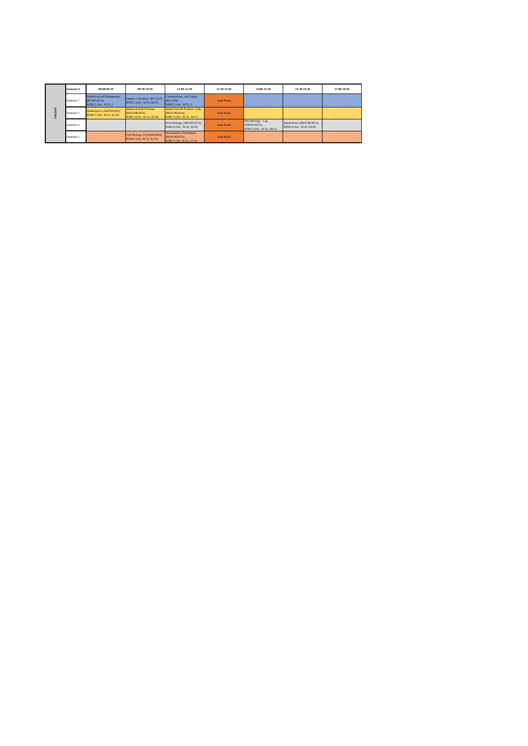| | Semester # | 08:00-09:20 | 09:30-10:50 | 11:00-12:20 | 12:30-13:50 | 14:00-15:20 | 15:30-16:50 | 17:00-18:20 |
|---|---|---|---|---|---|---|---|---|
| FRIDAY | Semester 2 | Marketing and Management, (BCMG1013), BSBC2 (Sec. AC2), 3 | Organic Chemistry, (BC1333), BSBC2 (Sec. AC2), 2(2-0) | Carbohydrates and Lipids, (BC1323), BSBC2 (Sec. AC2), 3 | Juma Break | | | |
| | Semester 3 | Mathematics, (MATH1062), BSBC3 (Sec. AC3), 3(3-0) | Amino Acid & Proteins, (BIOCHE3014), BSBC3 (Sec. AC3), 3(3-0) | Amino Acid & Proteins - Lab, (BIOCHE3014), BSBC3 (Sec. AC3), 1(0-1) | Juma Break | | | |
| | Semester 4 | | | Microbiology, (MICRO1013), BSBC4 (Sec. AC4), 3(3-0) | Juma Break | Microbiology - Lab, (MICRO1013), BSBC4 (Sec. AC4), 3(0-1) | Metabolism, (BIOCHE4014), BSBC4 (Sec. AC4), 4(4-0) | |
| | Semester 5 | | Cell Biology, (CELBIO3023), BSBC5 (Sec AC5), 3(2-0) | Biochemistry Techniques, (BIOCHE5013), BSBC5 (Sec AC5), 1(1-0) | Juma Break | | | |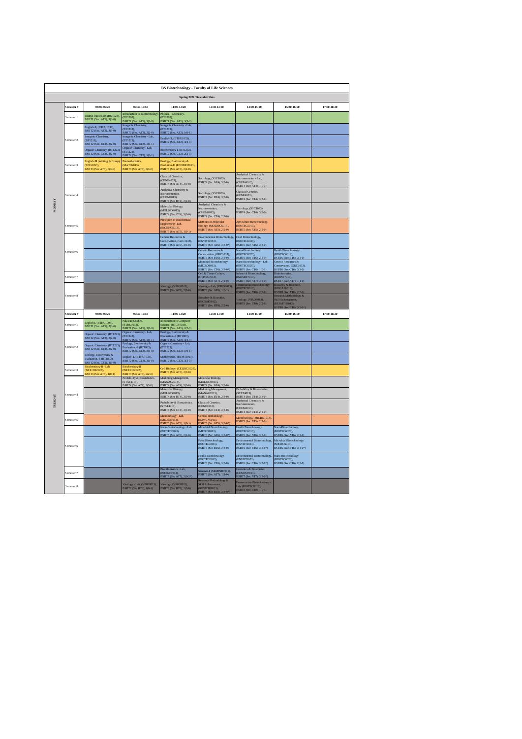## BS Biotechnology - Faculty of Life Sciences

### Spring 2021 Timetable Slots

| Day | Semester # | 08:00-09:20 | 09:30-10:50 | 11:00-12:20 | 12:30-13:50 | 14:00-15:20 | 15:30-16:50 | 17:00-18:20 |
|---|---|---|---|---|---|---|---|---|
| MONDAY | Semester 1 | Islamic studies, (BTHU1023), BSBT1 (Sec. AT1), 3(3-0) | Introduction to Biotechnology, (BT1303), BSBT1 (Sec. AT1), 3(3-0) | Physical Chemistry, (BT1203), BSBT1 (Sec. AT1), 3(3-0) | | | | |
| | Semester 2 | English-II, (BTHU1033), BSBT2 (Sec. AT2), 3(3-0) | Inorganic Chemistry, (BT1213), BSBT2 (Sec. AT2), 2(2-0) | Inorganic Chemistry - Lab, (BT1213), BSBT2 (Sec. AT2), 1(0-1) | | | | |
| | | Inorganic Chemistry, (BT1213), BSBT2 (Sec. BT2), 2(2-0) | Inorganic Chemistry - Lab, (BT1213), BSBT2 (Sec. BT2), 1(0-1) | English-II, (BTHU1033), BSBT2 (Sec. BT2), 3(3-0) | | | | |
| | | Organic Chemistry, (BT1223), BSBT2 (Sec. CT2), 2(2-0) | Organic Chemistry - Lab, (BT1223), BSBT2 (Sec. CT2), 1(0-1) | Biochemistry-I, (BT1233), BSBT2 (Sec. CT2), 2(2-0) | | | | |
| | Semester 3 | English-III (Writing & Comp), (ENG3053), BSBT3 (Sec AT3), 3(3-0) | Biomathematics, (MATH2013), BSBT3 (Sec AT3), 3(3-0) | Ecology, Biodiversity & Evolution-II, (ECOBIO3013), BSBT3 (Sec AT3), 2(2-0) | | | | |
| | Semester 4 | | | Classical Genetics, (GENE4033), BSBT4 (Sec AT4), 3(3-0) | Sociology, (SSC1033), BSBT4 (Sec AT4), 3(3-0) | Analytical Chemistry & Instrumentation - Lab, (CHEM4013), BSBT4 (Sec AT4), 1(0-1) | | |
| | | | | Analytical Chemistry & Instrumentation, (CHEM4013), BSBT4 (Sec BT4), 2(2-0) | Sociology, (SSC1033), BSBT4 (Sec BT4), 3(3-0) | Classical Genetics, (GENE4033), BSBT4 (Sec BT4), 3(3-0) | | |
| | | | | Molecular Biology, (MOLBIO4013), BSBT4 (Sec CT4), 3(3-0) | Analytical Chemistry & Instrumentation, (CHEM4013), BSBT4 (Sec CT4), 2(2-0) | Sociology, (SSC1033), BSBT4 (Sec CT4), 3(3-0) | | |
| | Semester 5 | | | Principles of Biochemical Engineering - Lab, (BIOENG5013), BSBT5 (Sec AT5), 1(0-1) | Methods in Molecular Biology, (MOLBIO5013), BSBT5 (Sec AT5), 2(2-0) | Agriculture Biotechnology, (BIOTEC5013), BSBT5 (Sec AT5), 2(2-0) | | |
| | Semester 6 | | | Genetic Resources & Conservation, (GRC1033), BSBT6 (Sec AT6), 3(3-0) | Environmental Biotechnology, (ENVBT5053), BSBT6 (Sec AT6), 3(3-0*) | Food Biotechnology, (BIOTEC6033), BSBT6 (Sec AT6), 3(3-0) | | |
| | | | | | Genetic Resources & Conservation, (GRC1033), BSBT6 (Sec BT6), 3(3-0) | Nano-Biotechnology, (BIOTEC6023), BSBT6 (Sec BT6), 2(2-0) | Health Biotechnology, (BIOTEC6013), BSBT6 (Sec BT6), 3(3-0) | |
| | | | | | Microbial Biotechnology, (MICRO6013), BSBT6 (Sec CT6), 3(3-0*) | Nano-Biotechnology - Lab, (BIOTEC6023), BSBT6 (Sec CT6), 1(0-1) | Genetic Resources & Conservation, (GRC1033), BSBT6 (Sec CT6), 3(3-0) | |
| | Semester 7 | | | | Cell & Tissue Culture, (CTBS07013), BSBT7 (Sec AT7), 2(2-0) | Industrial Biotechnology, (INDBT7013), BSBT7 (Sec AT7), 3(3-0) | Bioinformatics, (BIOINF7013), BSBT7 (Sec AT7), 1(1-0) | |
| | Semester 8 | | | Virology, (VIRO8013), BSBT8 (Sec AT8), 2(2-0) | Virology - Lab, (VIRO8013), BSBT8 (Sec AT8), 1(0-1) | Fermentation Biotechnology, (BIOTEC8013), BSBT8 (Sec AT8), 2(2-0) | Biosafety & Bioethics, (BIOSAF8012), BSBT8 (Sec AT8), 2(2-0) | |
| | | | | | Biosafety & Bioethics, (BIOSAF8012), BSBT8 (Sec BT8), 2(2-0) | Virology, (VIRO8013), BSBT8 (Sec BT8), 2(2-0) | Research Methodology & Skill Enhancement, (RESMTH8013), BSBT8 (Sec BT8), 3(3-0*) | |
| TUESDAY | Semester 1 | English-I, (BTHU1003), BSBT1 (Sec. AT1), 3(3-0) | Pakistan Studies, (BTHU1013), BSBT1 (Sec. AT1), 3(3-0) | Introduction to Computer Science, (BTCS1003), BSBT1 (Sec. AT1), 2(2-0) | | | | |
| | Semester 2 | Organic Chemistry, (BT1223), BSBT2 (Sec. AT2), 2(2-0) | Organic Chemistry - Lab, (BT1223), BSBT2 (Sec. AT2), 1(0-1) | Ecology, Biodiversity & Evaluation.-I, (BT1803), BSBT2 (Sec. AT2), 3(3-0) | | | | |
| | | Organic Chemistry, (BT1223), BSBT2 (Sec. BT2), 2(2-0) | Ecology, Biodiversity & Evaluation.-I, (BT1803), BSBT2 (Sec. BT2), 3(3-0) | Organic Chemistry - Lab, (BT1223), BSBT2 (Sec. BT2), 1(0-1) | | | | |
| | | Ecology, Biodiversity & Evaluation.-I, (BT1803), BSBT2 (Sec. CT2), 3(3-0) | English-II, (BTHU1033), BSBT2 (Sec. CT2), 3(3-0) | Mathematics, (BTMT1003), BSBT2 (Sec. CT2), 3(3-0) | | | | |
| | Semester 3 | Biochemistry-II - Lab, (BIOCHE2023), BSBT3 (Sec AT3), 1(0-1) | Biochemistry-II, (BIOCHE2023), BSBT3 (Sec AT3), 2(2-0) | Cell Biology, (CELBIO3023), BSBT3 (Sec AT3), 3(3-0) | | | | |
| | Semester 4 | | Probability & Biostatistics, (STAT4013), BSBT4 (Sec AT4), 3(3-0) | Marketing Management, (MANAG2013), BSBT4 (Sec AT4), 3(3-0) | Molecular Biology, (MOLBIO4013), BSBT4 (Sec AT4), 3(3-0) | | | |
| | | | | Molecular Biology, (MOLBIO4013), BSBT4 (Sec BT4), 3(3-0) | Marketing Management, (MANAG2013), BSBT4 (Sec BT4), 3(3-0) | Probability & Biostatistics, (STAT4013), BSBT4 (Sec BT4), 3(3-0) | | |
| | | | | Probability & Biostatistics, (STAT4013), BSBT4 (Sec CT4), 3(3-0) | Classical Genetics, (GENE4033), BSBT4 (Sec CT4), 3(3-0) | Analytical Chemistry & Instrumentation, (CHEM4013), BSBT4 (Sec CT4), 2(2-0) | | |
| | Semester 5 | | | Microbiology - Lab, (MICRO1013), BSBT5 (Sec AT5), 1(0-1) | General Immunology, (IMMUN5013), BSBT5 (Sec AT5), 3(3-0*) | Microbiology, (MICRO1013), BSBT5 (Sec AT5), 2(2-0) | | |
| | Semester 6 | | | Nano-Biotechnology - Lab, (BIOTEC6023), BSBT6 (Sec AT6), 2(2-0) | Microbial Biotechnology, (MICRO6013), BSBT6 (Sec AT6), 3(3-0*) | Health Biotechnology, (BIOTEC6013), BSBT6 (Sec AT6), 3(3-0) | Nano-Biotechnology, (BIOTEC6023), BSBT6 (Sec AT6), 2(2-0) | |
| | | | | | Food Biotechnology, (BIOTEC6033), BSBT6 (Sec BT6), 3(3-0) | Environmental Biotechnology, (ENVBT5053), BSBT6 (Sec BT6), 3(3-0*) | Microbial Biotechnology, (MICRO6013), BSBT6 (Sec BT6), 3(3-0*) | |
| | | | | | Health Biotechnology, (BIOTEC6013), BSBT6 (Sec CT6), 3(3-0) | Environmental Biotechnology, (ENVBT5053), BSBT6 (Sec CT6), 3(3-0*) | Nano-Biotechnology, (BIOTEC6023), BSBT6 (Sec CT6), 2(2-0) | |
| | Semester 7 | | | Bioinformatics - Lab, (BIOINF7013), BSBT7 (Sec AT7), 2(0-2*) | Seminar-I, (SEMINR7011), BSBT7 (Sec AT7), 1(1-0) | Genomics & Proteomics, (GENOM7013), BSBT7 (Sec AT7), 3(3-0*) | | |
| | Semester 8 | | Virology - Lab, (VIRO8013), BSBT8 (Sec BT8), 1(0-1) | Virology, (VIRO8013), BSBT8 (Sec AT8), 2(2-0) | Research Methodology & Skill Enhancement, (RESMTH8013), BSBT8 (Sec AT8), 3(3-0*) | Fermentation Biotechnology - Lab, (BIOTEC8013), BSBT8 (Sec BT8), 1(0-1) | | |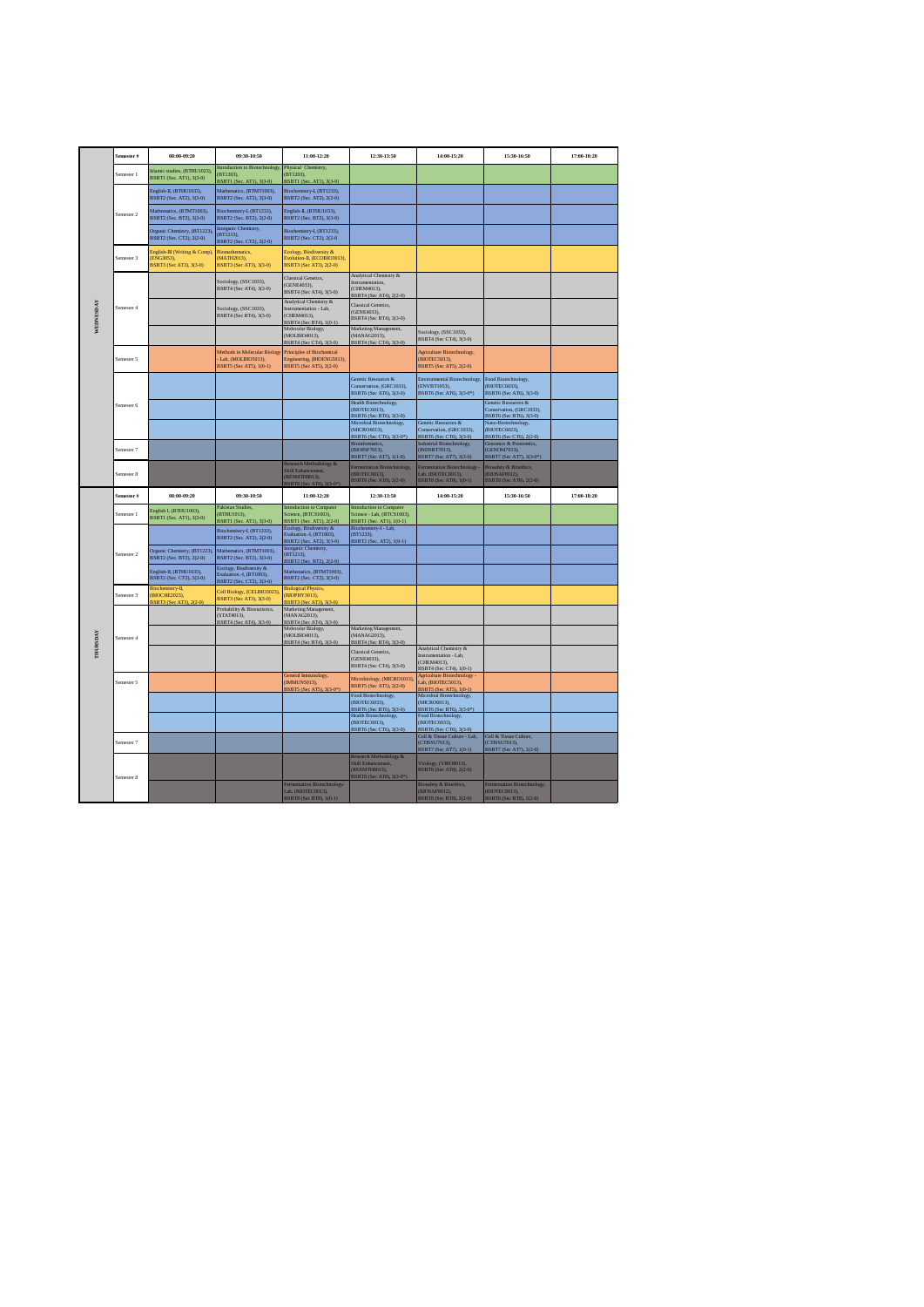| | Semester # | 08:00-09:20 | 09:30-10:50 | 11:00-12:20 | 12:30-13:50 | 14:00-15:20 | 15:30-16:50 | 17:00-18:20 |
|---|---|---|---|---|---|---|---|---|
| WEDNESDAY | Semester 1 | Islamic studies, (BTHU1023), BSBT1 (Sec. AT1), 3(3-0) | Introduction to Biotechnology, (BT1303), BSBT1 (Sec. AT1), 3(3-0) | Physical Chemistry, (BT1203), BSBT1 (Sec. AT1), 3(3-0) | | | | |
| | Semester 2 | English-II, (BTHU1033), BSBT2 (Sec. AT2), 3(3-0) | Mathematics, (BTMT1003), BSBT2 (Sec. AT2), 3(3-0) | Biochemistry-I, (BT1233), BSBT2 (Sec. AT2), 2(2-0) | | | | |
| | | Mathematics, (BTMT1003), BSBT2 (Sec. BT2), 3(3-0) | Biochemistry-I, (BT1233), BSBT2 (Sec. BT2), 2(2-0) | English-II, (BTHU1033), BSBT2 (Sec. BT2), 3(3-0) | | | | |
| | | Organic Chemistry, (BT1223), BSBT2 (Sec. CT2), 2(2-0) | Inorganic Chemistry, (BT1213), BSBT2 (Sec. CT2), 2(2-0) | Biochemistry-I, (BT1233), BSBT2 (Sec. CT2), 2(2-0) | | | | |
| | Semester 3 | English-III (Writing & Comp), (ENG2053), BSBT3 (Sec AT3), 3(3-0) | Biomathematics, (MATH2013), BSBT3 (Sec AT3), 3(3-0) | Ecology, Biodiversity & Evolution-II, (ECOBIO3013), BSBT3 (Sec AT3), 2(2-0) | | | | |
| | Semester 4 | | Sociology, (SSC1033), BSBT4 (Sec AT4), 3(3-0) | Classical Genetics, (GENE4033), BSBT4 (Sec AT4), 3(3-0) | Analytical Chemistry & Instrumentation, (CHEM4013), BSBT4 (Sec AT4), 2(2-0) | | | |
| | | | Sociology, (SSC1033), BSBT4 (Sec BT4), 3(3-0) | Analytical Chemistry & Instrumentation - Lab, (CHEM4013), BSBT4 (Sec BT4), 1(0-1) | Classical Genetics, (GENE4033), BSBT4 (Sec BT4), 3(3-0) | | | |
| | | | | Molecular Biology, (MOLBIO4013), BSBT4 (Sec CT4), 3(3-0) | Marketing Management, (MANAG2013), BSBT4 (Sec CT4), 3(3-0) | Sociology, (SSC1033), BSBT4 (Sec CT4), 3(3-0) | | |
| | Semester 5 | | Methods in Molecular Biology - Lab, (MOLBIO5013), BSBT5 (Sec AT5), 1(0-1) | Principles of Biochemical Engineering, (BIOENG5013), BSBT5 (Sec AT5), 2(2-0) | | Agriculture Biotechnology, (BIOTEC5013), BSBT5 (Sec AT5), 2(2-0) | | |
| | Semester 6 | | | | Genetic Resources & Conservation, (GRC1033), BSBT6 (Sec AT6), 3(3-0) | Environmental Biotechnology, (ENVBT1053), BSBT6 (Sec AT6), 3(3-0*) | Food Biotechnology, (BIOTEC6033), BSBT6 (Sec AT6), 3(3-0) | |
| | | | | | Health Biotechnology, (BIOTEC6013), BSBT6 (Sec BT6), 3(3-0) | | Genetic Resources & Conservation, (GRC1033), BSBT6 (Sec BT6), 3(3-0) | |
| | | | | | Microbial Biotechnology, (MICRO6013), BSBT6 (Sec CT6), 3(3-0*) | Genetic Resources & Conservation, (GRC1033), BSBT6 (Sec CT6), 3(3-0) | Nano-Biotechnology, (BIOTEC6023), BSBT6 (Sec CT6), 2(2-0) | |
| | Semester 7 | | | | Bioinformatics, (BIOINF7013), BSBT7 (Sec AT7), 1(1-0) | Industrial Biotechnology, (INDBT7013), BSBT7 (Sec AT7), 3(3-0) | Genomics & Proteomics, (GENOM7013), BSBT7 (Sec AT7), 3(3-0*) | |
| | Semester 8 | | | Research Methodology & Skill Enhancement, (RESMTH8013), BSBT8 (Sec ST8), 3(3-0*) | Fermentation Biotechnology, (BIOTEC8013), BSBT8 (Sec AT8), 2(2-0) | Fermentation Biotechnology - Lab, (BIOTEC8013), BSBT8 (Sec AT8), 1(0-1) | Biosafety & Bioethics, (BIOSAF8012), BSBT8 (Sec AT8), 2(2-0) | |
| | Semester # | 08:00-09:20 | 09:30-10:50 | 11:00-12:20 | 12:30-13:50 | 14:00-15:20 | 15:30-16:50 | 17:00-18:20 |
| THURSDAY | Semester 1 | English I, (BTHU1003), BSBT1 (Sec. AT1), 3(3-0) | Pakistan Studies, (BTHU1013), BSBT1 (Sec. AT1), 3(3-0) | Introduction to Computer Science, (BTCS1003), BSBT1 (Sec. AT1), 2(2-0) | Introduction to Computer Science - Lab, (BTCS1003), BSBT1 (Sec. AT1), 1(0-1) | | | |
| | Semester 2 | | Biochemistry-I, (BT1233), BSBT2 (Sec. AT2), 2(2-0) | Ecology, Biodiversity & Evaluation.-I, (BT1803), BSBT2 (Sec. AT2), 3(3-0) | Biochemistry-I - Lab, (BT1233), BSBT2 (Sec. AT2), 1(0-1) | | | |
| | | Organic Chemistry, (BT1223), BSBT2 (Sec. BT2), 2(2-0) | Mathematics, (BTMT1003), BSBT2 (Sec. BT2), 3(3-0) | Inorganic Chemistry, (BT1213), BSBT2 (Sec. BT2), 2(2-0) | | | | |
| | | English-II, (BTHU1033), BSBT2 (Sec. CT2), 3(3-0) | Ecology, Biodiversity & Evaluation.-I, (BT1803), BSBT2 (Sec. CT2), 3(3-0) | Mathematics, (BTMT1003), BSBT2 (Sec. CT2), 3(3-0) | | | | |
| | Semester 3 | Biochemistry-II, (BIOCHE2023), BSBT3 (Sec AT3), 2(2-0) | Cell Biology, (CELBIO3023), BSBT3 (Sec AT3), 3(3-0) | Biological Physics, (BIOPHY3013), BSBT3 (Sec AT3), 3(3-0) | | | | |
| | Semester 4 | | Probability & Biostatistics, (STAT4013), BSBT4 (Sec AT4), 3(3-0) | Marketing Management, (MANAG2013), BSBT4 (Sec AT4), 3(3-0) | | | | |
| | | | | Molecular Biology, (MOLBIO4013), BSBT4 (Sec BT4), 3(3-0) | Marketing Management, (MANAG2013), BSBT4 (Sec BT4), 3(3-0) | | | |
| | | | | | Classical Genetics, (GENE4033), BSBT4 (Sec CT4), 3(3-0) | Analytical Chemistry & Instrumentation - Lab, (CHEM4013), BSBT4 (Sec CT4), 1(0-1) | | |
| | Semester 5 | | | General Immunology, (IMMUN5013), BSBT5 (Sec AT5), 3(3-0*) | Microbiology, (MICRO1013), BSBT5 (Sec AT5), 2(2-0) | Agriculture Biotechnology - Lab, (BIOTEC5013), BSBT5 (Sec AT5), 1(0-1) | | |
| | | | | | Food Biotechnology, (BIOTEC6033), BSBT6 (Sec BT6), 3(3-0) | Microbial Biotechnology, (MICRO6013), BSBT6 (Sec BT6), 3(3-0*) | | |
| | | | | | Health Biotechnology, (BIOTEC6013), BSBT6 (Sec CT6), 3(3-0) | Food Biotechnology, (BIOTEC6033), BSBT6 (Sec CT6), 3(3-0) | | |
| | Semester 7 | | | | | Cell & Tissue Culture - Lab, (CTISSU7013), BSBT7 (Sec AT7), 1(0-1) | Cell & Tissue Culture, (CTISSU7013), BSBT7 (Sec AT7), 2(2-0) | |
| | Semester 8 | | | | Research Methodology & Skill Enhancement, (RESMTH8013), BSBT8 (Sec AT8), 3(3-0*) | Virology, (VIRO8013), BSBT8 (Sec AT8), 2(2-0) | | |
| | | | | Fermentation Biotechnology - Lab, (BIOTEC8013), BSBT8 (Sec BT8), 1(0-1) | | Biosafety & Bioethics, (BIOSAF8012), BSBT8 (Sec BT8), 2(2-0) | Fermentation Biotechnology, (BIOTEC8013), BSBT8 (Sec BT8), 2(2-0) | |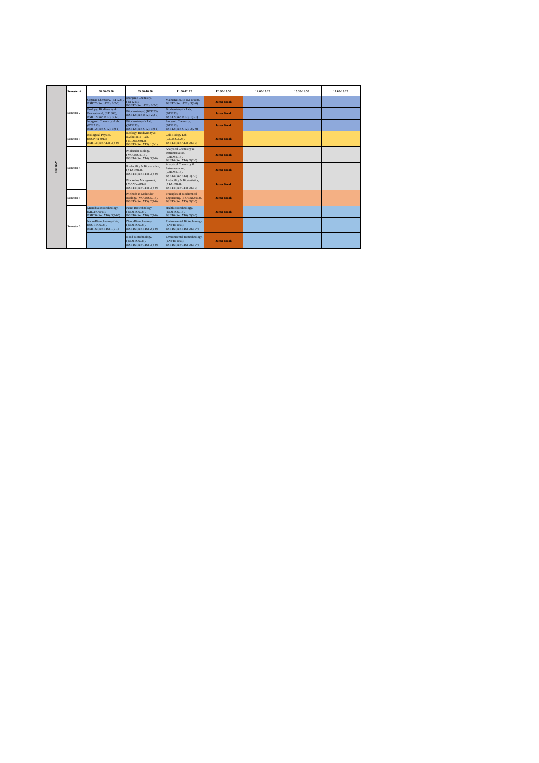| | Semester # | 08:00-09:20 | 09:30-10:50 | 11:00-12:20 | 12:30-13:50 | 14:00-15:20 | 15:30-16:50 | 17:00-18:20 |
|---|---|---|---|---|---|---|---|---|
| FRIDAY | Semester 2 | Organic Chemistry, (BT1223), BSBT2 (Sec. AT2), 2(2-0) | Inorganic Chemistry, (BT1213), BSBT2 (Sec. AT2), 2(2-0) | Mathematics, (BTMT1003), BSBT2 (Sec. AT2), 3(3-0) | Juma Break | | | |
| | | Ecology, Biodiversity & Evaluation-I, (BT1003), BSBT2 (Sec. BT2), 3(3-0) | Biochemistry-I, (BT1233), BSBT2 (Sec. BT2), 2(2-0) | Biochemistry-I - Lab, (BT1233), BSBT2 (Sec. BT2), 1(0-1) | Juma Break | | | |
| | | Inorganic Chemistry - Lab, (BT1213), BSBT2 (Sec. CT2), 1(0-1) | Biochemistry-I - Lab, (BT1233), BSBT2 (Sec. CT2), 1(0-1) | Inorganic Chemistry, (BT1213), BSBT2 (Sec. CT2), 2(2-0) | Juma Break | | | |
| | Semester 3 | Biological Physics, (BIOPHY3013), BSBT3 (Sec AT3), 3(3-0) | Ecology, Biodiversity & Evolution-II - Lab, (ECOBIO3013), BSBT3 (Sec AT3), 1(0-1) | Cell Biology-Lab, (CELBIO3023), BSBT3 (Sec AT3), 3(3-0) | Juma Break | | | |
| | Semester 4 | | Molecular Biology, (MOLBIO4013), BSBT4 (Sec AT4), 3(3-0) | Analytical Chemistry & Instrumentation, (CHEM4013), BSBT4 (Sec AT4), 2(2-0) | Juma Break | | | |
| | | | Probability & Biostatistics, (STAT4013), BSBT4 (Sec BT4), 3(3-0) | Analytical Chemistry & Instrumentation, (CHEM4013), BSBT4 (Sec BT4), 2(2-0) | Juma Break | | | |
| | | | Marketing Management, (MANAG2013), BSBT4 (Sec CT4), 3(3-0) | Probability & Biostatistics, (STAT4013), BSBT4 (Sec CT4), 3(3-0) | Juma Break | | | |
| | Semester 5 | | Methods in Molecular Biology, (MOLBIO5013), BSBT5 (Sec AT5), 2(2-0) | Principles of Biochemical Engineering, (BIOENG5013), BSBT5 (Sec AT5), 2(2-0) | Juma Break | | | |
| | Semester 6 | Microbial Biotechnology, (MICRO6013), BSBT6 (Sec AT6), 3(3-0*) | Nano-Biotechnology, (BIOTEC6023), BSBT6 (Sec AT6), 2(2-0) | Health Biotechnology, (BIOTEC6013), BSBT6 (Sec AT6), 3(3-0) | Juma Break | | | |
| | | Nano-Biotechnology-Lab, (BIOTEC6023), BSBT6 (Sec BT6), 1(0-1) | Nano-Biotechnology, (BIOTEC6023), BSBT6 (Sec BT6), 2(2-0) | Environmental Biotechnology, (ENVBT6053), BSBT6 (Sec BT6), 3(3-0*) | | | | |
| | | | Food Biotechnology, (BIOTEC6033), BSBT6 (Sec CT6), 3(3-0) | Environmental Biotechnology, (ENVBT6053), BSBT6 (Sec CT6), 3(3-0*) | Juma Break | | | |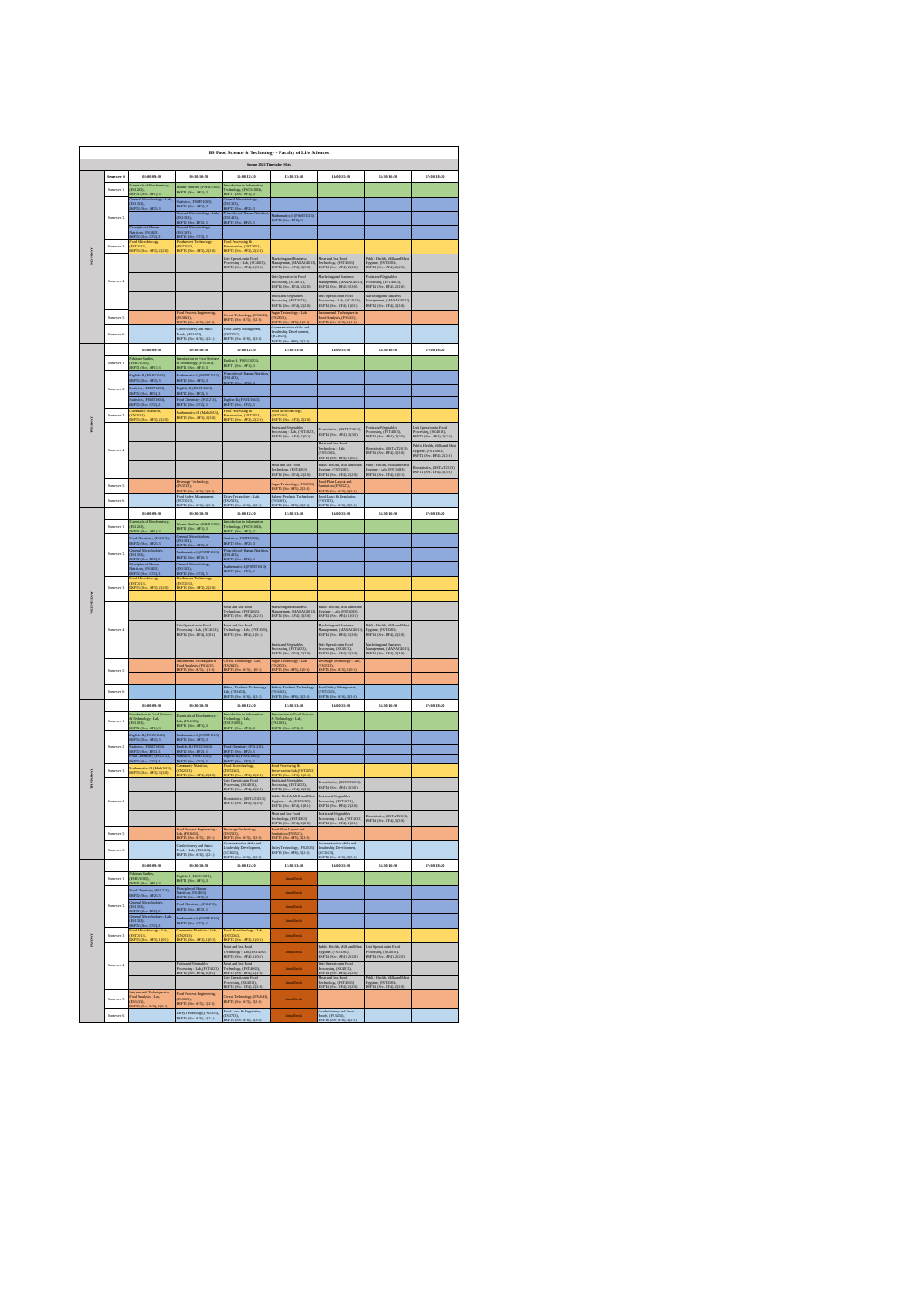# BS Food Science & Technology - Faculty of Life Sciences

## Spring 2021 Timetable Slots

| Day | Semester # | 08:00-09:20 | 09:30-10:50 | 11:00-12:20 | 12:30-13:50 | 14:00-15:20 | 15:30-16:50 | 17:00-18:20 |
|---|---|---|---|---|---|---|---|---|
| MONDAY | Semester 1 | Essentials of Biochemistry | Islamic Studies | Introduction to Information Technology | | | | |
| | Semester 2 | General Microbiology - Lab | Statistics | General Microbiology | | | | |
| | | | General Microbiology - Lab | Principles of Human Nutrition | Mathematics-I | | | |
| | | Principles of Human Nutrition | General Microbiology | | | | | |
| | Semester 3 | Food Microbiology | Postharvest Technology | Food Processing & Preservation | | | | |
| | Semester 4 | | | Unit Operation in Food Processing - Lab | Marketing and Business Management | Meat and Sea Food Technology | Public Health, Milk and Meat Hygiene | |
| | | | | | Unit Operation in Food Processing | Marketing and Business Management | Fruits and Vegetables Processing | |
| | | | | | Fruits and Vegetables Processing | Unit Operation in Food Processing | Marketing and Business Management | |
| | Semester 5 | | Food Process Engineering | Cereal Technology | Sugar Technology - Lab | Instrumental Techniques in Food Analysis | | |
| | Semester 6 | | Confectionery and Snack Foods | Food Safety Management | Communication skills and Leadership Development | | | |
| TUESDAY | Semester 1 | Pakistan Studies | Introduction to Food Science & Technology | English-I | | | | |
| | Semester 2 | English-II | Mathematics-I | Principles of Human Nutrition | | | | |
| | | Statistics | English-II | | | | | |
| | | Statistics | Food Chemistry | English-II | | | | |
| | Semester 3 | Community Nutrition | Mathematics-II | Food Processing & Preservation | Food Biotechnology | | | |
| | Semester 4 | | | | Fruits and Vegetables Processing - Lab | Biostatistics | Fruits and Vegetables Processing | Unit Operation in Food Processing |
| | | | | | | Meat and Sea Food Technology - Lab | Biostatistics | Public Health, Milk and Meat Hygiene |
| | | | | | Meat and Sea Food Technology | Public Health, Milk and Meat Hygiene | Public Health, Milk and Meat Hygiene - Lab | Biostatistics |
| | Semester 5 | | Beverage Technology | | Sugar Technology | Food Plant Layout and Sanitation | | |
| | Semester 6 | | Food Safety Management | Dairy Technology - Lab | Bakery Products Technology | Food Laws & Regulation | | |
| WEDNESDAY | Semester 1 | Essentials of Biochemistry | Islamic Studies | Introduction to Information Technology | | | | |
| | Semester 2 | Food Chemistry | General Microbiology | Statistics | | | | |
| | | General Microbiology | Mathematics-I | Principles of Human Nutrition | | | | |
| | | Principles of Human Nutrition | General Microbiology | Mathematics-I | | | | |
| | Semester 3 | Food Microbiology | Postharvest Technology | | | | | |
| | Semester 4 | | | Meat and Sea Food Technology | Marketing and Business Management | Public Health, Milk and Meat Hygiene - Lab | | |
| | | | Unit Operation in Food Processing - Lab | Meat and Sea Food Technology - Lab | | Marketing and Business Management | Public Health, Milk and Meat Hygiene | |
| | | | | | Fruits and Vegetables Processing | Unit Operation in Food Processing | Marketing and Business Management | |
| | Semester 5 | | Instrumental Techniques in Food Analysis | Cereal Technology - Lab | Sugar Technology - Lab | Beverage Technology - Lab | | |
| | Semester 6 | | | Bakery Products Technology - Lab | Bakery Products Technology | Food Safety Management | | |
| THURSDAY | Semester 1 | Introduction to Food Science & Technology - Lab | Essentials of Biochemistry - Lab | Introduction to Information Technology - Lab | Introduction to Food Science & Technology | | | |
| | Semester 2 | English-II | Mathematics-I | | | | | |
| | | Statistics | English-II | Food Chemistry | | | | |
| | | Food Chemistry | Statistics | English-II | | | | |
| | Semester 3 | Mathematics-II | Community Nutrition | Food Biotechnology | Food Processing & Preservation Lab | | | |
| | Semester 4 | | | Unit Operation in Food Processing | Fruits and Vegetables Processing | Biostatistics | | |
| | | | | Biostatistics | Public Health, Milk and Meat Hygiene - Lab | Fruits and Vegetables Processing | | |
| | | | | | Meat and Sea Food Technology | Fruits and Vegetables Processing - Lab | Biostatistics | |
| | Semester 5 | | Food Process Engineering - Lab | Beverage Technology | Food Plant Layout and Sanitation | | | |
| | Semester 6 | | Confectionery and Snack Foods | Communication skills and Leadership Development | Dairy Technology | Communication skills and Leadership Development | | |
| FRIDAY | Semester 1 | Pakistan Studies | English-I | | Juma Break | | | |
| | Semester 2 | Food Chemistry | Principles of Human Nutrition | | Juma Break | | | |
| | | Food Chemistry | Food Chemistry | | Juma Break | | | |
| | | General Microbiology | Mathematics-I | | Juma Break | | | |
| | Semester 3 | Food Microbiology - Lab | Community Nutrition - Lab | Food Biotechnology - Lab | Juma Break | | | |
| | Semester 4 | | | Meat and Sea Food Technology - Lab | Juma Break | Public Health, Milk and Meat Hygiene | Unit Operation in Food Processing | |
| | | | Fruits and Vegetables Processing - Lab | Meat and Sea Food Technology | Juma Break | Unit Operation in Food Processing | | |
| | | | | Unit Operation in Food Processing | Juma Break | Meat and Sea Food Technology | Public Health, Milk and Meat Hygiene | |
| | Semester 5 | Instrumental Techniques in Food Analysis - Lab | Food Process Engineering | Cereal Technology | Juma Break | | | |
| | Semester 6 | | Dairy Technology | Food Laws & Regulation | Juma Break | Confectionery and Snack Foods | | |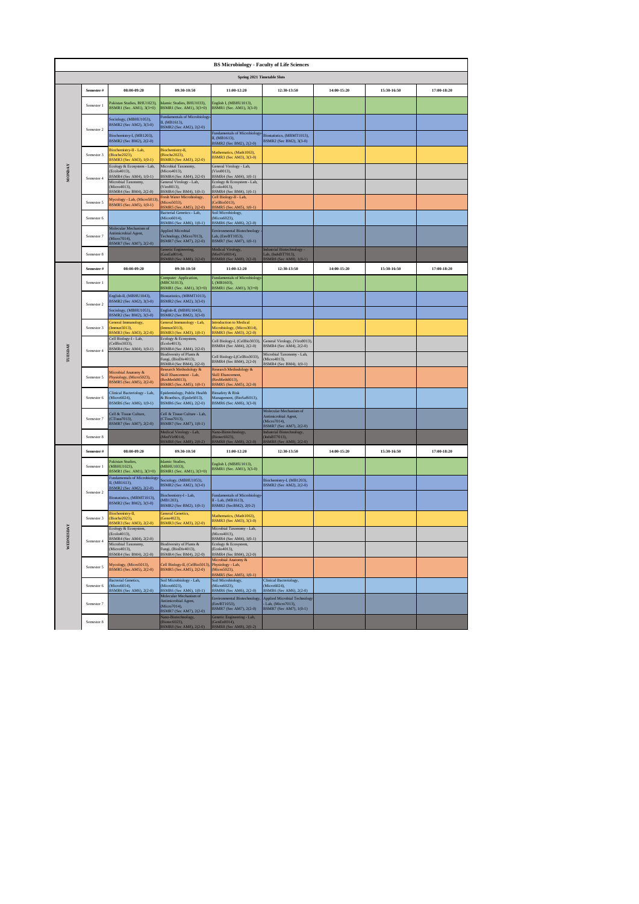# BS Microbiology - Faculty of Life Sciences

## Spring 2021 Timetable Slots

| Day | Semester # | 08:00-09:20 | 09:30-10:50 | 11:00-12:20 | 12:30-13:50 | 14:00-15:20 | 15:30-16:50 | 17:00-18:20 |
|---|---|---|---|---|---|---|---|---|
| MONDAY | Semester 1 | Pakistan Studies, BHU1023), BSMR1 (Sec. AM1), 3(3+0) | Islamic Studies, BHU1033), BSMR1 (Sec. AM1), 3(3+0) | English I, (MBHU1013), BSMR1 (Sec. AM1), 3(3-0) | | | | |
| | Semester 2 | Sociology, (MBHU1053), BSMR2 (Sec AM2), 3(3-0) | Fundamentals of Microbiology-II, (MB1613), BSMR2 (Sec AM2), 2(2-0) | | | | | |
| | | Biochemistry-I, (MB1203), BSMR2 (Sec BM2), 2(2-0) | | Fundamentals of Microbiology-II, (MB1613), BSMR2 (Sec BM2), 2(2-0) | Biostatistics, (MBMT1013), BSMR2 (Sec BM2), 3(3-0) | | | |
| | Semester 3 | Biochemistry-II - Lab, (Bioche2023), BSMR3 (Sec AM3), 1(0-1) | Biochemistry-II, (Bioche2023), BSMR3 (Sec AM3), 2(2-0) | Mathematics, (Math1063), BSMR3 (Sec AM3), 3(3-0) | | | | |
| | Semester 4 | Ecology & Ecosystem - Lab, (Ecolo4013), BSMR4 (Sec AM4), 1(0-1) | Microbial Taxonomy, (Micro4013), BSMR4 (Sec AM4), 2(2-0) | General Virology - Lab, (Viro8013), BSMR4 (Sec AM4), 1(0-1) | | | | |
| | | Microbial Taxonomy, (Micro4013), BSMR4 (Sec BM4), 2(2-0) | General Virology - Lab, (Viro8013), BSMR4 (Sec BM4), 1(0-1) | Ecology & Ecosystem - Lab, (Ecolo4013), BSMR4 (Sec BM4), 1(0-1) | | | | |
| | Semester 5 | Mycology - Lab, (Micro5013), BSMR5 (Sec.AM5), 1(0-1) | Fresh Water Microbiology, (Micro5033), BSMR5 (Sec.AM5), 2(2-0) | Cell Biology-II - Lab, (CellBio5013), BSMR5 (Sec.AM5), 1(0-1) | | | | |
| | Semester 6 | | Bacterial Genetics - Lab, (Micro6014), BSMR6 (Sec AM6), 1(0-1) | Soil Microbiology, (Micro6023), BSMR6 (Sec AM6), 2(2-0) | | | | |
| | Semester 7 | Molecular Mechanism of Antimicrobial Agent, (Micro7014), BSMR7 (Sec AM7), 2(2-0) | Applied Microbial Technology, (Micro7013), BSMR7 (Sec AM7), 2(2-0) | Environmental Biotechnology - Lab, (EnvBT1053), BSMR7 (Sec AM7), 1(0-1) | | | | |
| | Semester 8 | | Genetic Engineering, (GenEn8014), BSMR8 (Sec AM8), 2(2-0) | Medical Virology, (MedVir8014), BSMR8 (Sec AM8), 2(2-0) | Industrial Biotechnology - Lab, (IndsBT7013), BSMR8 (Sec AM8), 1(0-1) | | | |
| TUESDAY | Semester 1 | | Computer Application, (MBCS1013), BSMR1 (Sec. AM1), 3(3+0) | Fundamentals of Microbiology-I, (MB1603), BSMR1 (Sec. AM1), 3(3+0) | | | | |
| | Semester 2 | English-II, (MBHU1043), BSMR2 (Sec AM2), 3(3-0) | Biostatistics, (MBMT1013), BSMR2 (Sec AM2), 3(3-0) | | | | | |
| | | Sociology, (MBHU1053), BSMR2 (Sec BM2), 3(3-0) | English-II, (MBHU1043), BSMR2 (Sec BM2), 3(3-0) | | | | | |
| | Semester 3 | General Immunology, (Immun5013), BSMR3 (Sec AM3), 2(2-0) | General Immunology - Lab, (Immun5013), BSMR3 (Sec AM3), 1(0-1) | Introduction to Medical Microbiology, (Micro3014), BSMR3 (Sec AM3), 2(2-0) | | | | |
| | Semester 4 | Cell Biology-I - Lab, (CellBio3033), BSMR4 (Sec AM4), 1(0-1) | Ecology & Ecosystem, (Ecolo4013), BSMR4 (Sec AM4), 2(2-0) | Cell Biology-I, (CellBio3033), BSMR4 (Sec AM4), 2(2-0) | General Virology, (Viro8013), BSMR4 (Sec AM4), 2(2-0) | | | |
| | | | Biodiversity of Plants & Fungi, (BioDiv4013), BSMR4 (Sec BM4), 2(2-0) | Cell Biology-I,(CellBio3033), BSMR4 (Sec BM4), 2(2-0) | Microbial Taxonomy - Lab, (Micro4013), BSMR4 (Sec BM4), 1(0-1) | | | |
| | Semester 5 | Microbial Anatomy & Physiology, (Micro5023), BSMR5 (Sec.AM5), 2(2-0) | Research Methodology & Skill Ehancement - Lab, (ResMeth8013), BSMR5 (Sec.AM5), 1(0-1) | Research Methodology & Skill Ehancement, (ResMeth8013), BSMR5 (Sec.AM5), 2(2-0) | | | | |
| | Semester 6 | Clinical Bacteriology - Lab, (Micro6024), BSMR6 (Sec AM6), 1(0-1) | Epidemiology, Public Health & Bioethics, (Epidel6013), BSMR6 (Sec AM6), 2(2-0) | Biosafety & Risk Management, (BioSaf6013), BSMR6 (Sec AM6), 3(3-0) | | | | |
| | Semester 7 | Cell & Tissue Culture, (CTissu7013), BSMR7 (Sec AM7), 2(2-0) | Cell & Tissue Culture - Lab, (CTissu7013), BSMR7 (Sec AM7), 1(0-1) | | Molecular Mechanism of Antimicrobial Agent, (Micro7014), BSMR7 (Sec AM7), 2(2-0) | | | |
| | Semester 8 | | Medical Virology - Lab, (MedVir8014), BSMR8 (Sec AM8), 1(0-1) | Nano-Biotechnology, (Biotec6023), BSMR8 (Sec AM8), 2(2-0) | Industrial Biotechnology, (IndsBT7013), BSMR8 (Sec AM8), 2(2-0) | | | |
| WEDNESDAY | Semester 1 | Pakistan Studies, (MBHU1023), BSMR1 (Sec. AM1), 3(3+0) | Islamic Studies, (MBHU1033), BSMR1 (Sec. AM1), 3(3+0) | English I, (MBHU1013), BSMR1 (Sec. AM1), 3(3-0) | | | | |
| | Semester 2 | Fundamentals of Microbiology-II, (MB1613), BSMR2 (Sec AM2), 2(2-0) | Sociology, (MBHU1053), BSMR2 (Sec AM2), 3(3-0) | | Biochemistry-I, (MB1203), BSMR2 (Sec AM2), 2(2-0) | | | |
| | | Biostatistics, (MBMT1013), BSMR2 (Sec BM2), 3(3-0) | Biochemistry-I - Lab, (MB1203), BSMR2 (Sec BM2), 1(0-1) | Fundamentals of Microbiology-II - Lab, (MB1613), BSMR2 (SecBM2), 2(0-2) | | | | |
| | Semester 3 | Biochemistry-II, (Bioche2023), BSMR3 (Sec AM3), 2(2-0) | General Genetics, (Gene4023), BSMR3 (Sec AM3), 2(2-0) | Mathematics, (Math1063), BSMR3 (Sec AM3), 3(3-0) | | | | |
| | Semester 4 | Ecology & Ecosystem, (Ecolo4013), BSMR4 (Sec AM4), 2(2-0) | | Microbial Taxonomy - Lab, (Micro4013), BSMR4 (Sec AM4), 1(0-1) | | | | |
| | | Microbial Taxonomy, (Micro4013), BSMR4 (Sec BM4), 2(2-0) | Biodiversity of Plants & Fungi, (BioDiv4013), BSMR4 (Sec BM4), 2(2-0) | Ecology & Ecosystem, (Ecolo4013), BSMR4 (Sec BM4), 2(2-0) | | | | |
| | Semester 5 | Mycology, (Micro5013), BSMR5 (Sec.AM5), 2(2-0) | Cell Biology-II, (CellBio5013), BSMR5 (Sec.AM5), 2(2-0) | Microbial Anatomy & Physiology - Lab, (Micro5023), BSMR5 (Sec.AM5), 1(0-1) | | | | |
| | Semester 6 | Bacterial Genetics, (Micro6014), BSMR6 (Sec AM6), 2(2-0) | Soil Microbiology - Lab, (Micro6023), BSMR6 (Sec AM6), 1(0-1) | Soil Microbiology, (Micro6023), BSMR6 (Sec AM6), 2(2-0) | Clinical Bacteriology, (Micro6024), BSMR6 (Sec AM6), 2(2-0) | | | |
| | Semester 7 | | Molecular Mechanism of Antimicrobial Agent, (Micro7014), BSMR7 (Sec AM7), 2(2-0) | Environmental Biotechnology, (EnvBT1053), BSMR7 (Sec AM7), 2(2-0) | Applied Microbial Technology - Lab, (Micro7013), BSMR7 (Sec AM7), 1(0-1) | | | |
| | Semester 8 | | Nano-Biotechnology, (Biotec6023), BSMR8 (Sec AM8), 2(2-0) | Genetic Engineering - Lab, (GenEn8014), BSMR8 (Sec AM8), 2(0-2) | | | | |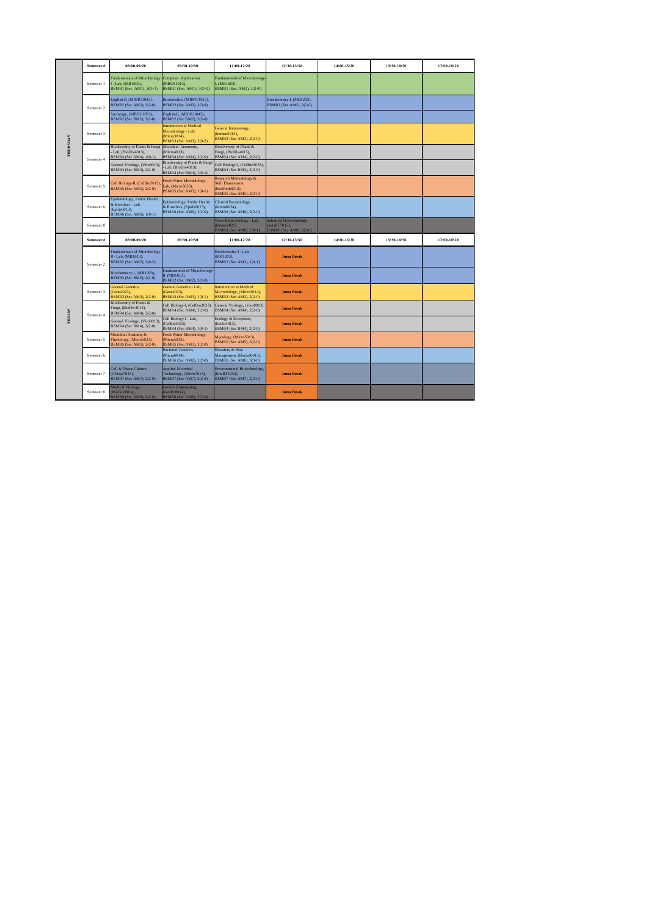| | Semester # | 08:00-09:20 | 09:30-10:50 | 11:00-12:20 | 12:30-13:50 | 14:00-15:20 | 15:30-16:50 | 17:00-18:20 |
|---|---|---|---|---|---|---|---|---|
| THURSDAY | Semester 1 | Fundamentals of Microbiology-I - Lab, (MB1603), BSMR1 (Sec. AM1), 3(0+1) | Computer Application, (MBCS1013), BSMR1 (Sec. AM1), 3(3+0) | Fundamentals of Microbiology-I, (MB1603), BSMR1 (Sec. AM1), 3(3+0) | | | | |
| | Semester 2 | English-II, (MBHU1043), BSMR2 (Sec AM2), 3(3-0) | Biostatistics, (MBMT1013), BSMR2 (Sec AM2), 3(3-0) | | Biochemistry-I, (MB1203), BSMR2 (Sec AM2), 2(2-0) | | | |
| | | Sociology, (MBHU1053), BSMR2 (Sec BM2), 3(3-0) | English-II, (MBHU1043), BSMR2 (Sec BM2), 3(3-0) | | | | | |
| | Semester 3 | | Introduction to Medical Microbiology - Lab, (Micro3014), BSMR3 (Sec AM3), 2(0-2) | General Immunology, (Immun5013), BSMR3 (Sec AM3), 2(2-0) | | | | |
| | Semester 4 | Biodiversity of Plants & Fungi - Lab, (BioDiv4013), BSMR4 (Sec AM4), 1(0-1) | Microbial Taxonomy, (Micro4013), BSMR4 (Sec AM4), 2(2-0) | Biodiversity of Plants & Fungi, (BioDiv4013), BSMR4 (Sec AM4), 2(2-0) | | | | |
| | | General Virology, (Viro8013), BSMR4 (Sec BM4), 2(2-0) | Biodiversity of Plants & Fungi - Lab, (BioDiv4013), BSMR4 (Sec BM4), 1(0-1) | Cell Biology-I, (CellBio3033), BSMR4 (Sec BM4), 2(2-0) | | | | |
| | Semester 5 | Cell Biology-II, (CellBio5013), BSMR5 (Sec AM5), 2(2-0) | Fresh Water Microbiology - Lab, (Micro5033), BSMR5 (Sec.AM5), 1(0-1) | Research Methodology & Skill Ehancement, (ResMeth8013), BSMR5 (Sec.AM5), 2(2-0) | | | | |
| | Semester 6 | Epidemiology, Public Health & Bioethics - Lab, (Epide6013), BSMR6 (Sec AM6), 1(0-1) | Epidemiology, Public Health & Bioethics, (Epide6013), BSMR6 (Sec AM6), 2(2-0) | Clinical Bacteriology, (Micro6024), BSMR6 (Sec AM6), 2(2-0) | | | | |
| | Semester 8 | | | Nano-Biotechnology - Lab, (Biotec5023), BSMR8 (Sec AM8), 1(0-1) | Industrial Biotechnology, (IndsBT7013), BSMR8 (Sec AM8), 2(2-0) | | | |
| | Semester # | 08:00-09:20 | 09:30-10:50 | 11:00-12:20 | 12:30-13:50 | 14:00-15:20 | 15:30-16:50 | 17:00-18:20 |
| FRIDAY | Semester 2 | Fundamentals of Microbiology-II - Lab, (MB1613), BSMR2 (Sec AM2), 2(0-2) | | Biochemistry-I - Lab, (MB1203), BSMR2 (Sec AM2), 1(0-1) | Juma Break | | | |
| | | Biochemistry-I, (MB1203), BSMR2 (Sec BM2), 2(2-0) | Fundamentals of Microbiology-II, (MB1613), BSMR2 (Sec BM2), 2(2-0) | | Juma Break | | | |
| | Semester 3 | General Genetics, (Gene4023), BSMR3 (Sec AM3), 2(2-0) | General Genetics - Lab, (Gene4023), BSMR3 (Sec AM3), 1(0-1) | Introduction to Medical Microbiology, (Micro3014), BSMR3 (Sec AM3), 2(2-0) | Juma Break | | | |
| | Semester 4 | Biodiversity of Plants & Fungi, (BioDiv4013), BSMR4 (Sec AM4), 2(2-0) | Cell Biology-I, (CellBio3033), BSMR4 (Sec AM4), 2(2-0) | General Virology, (Viro8013), BSMR4 (Sec AM4), 2(2-0) | Juma Break | | | |
| | | General Virology, (Viro8013), BSMR4 (Sec BM4), 2(2-0) | Cell Biology-I - Lab, (CellBio3033), BSMR4 (Sec BM4), 1(0-1) | Ecology & Ecosystem, (Ecolo4013), BSMR4 (Sec BM4), 2(2-0) | Juma Break | | | |
| | Semester 5 | Microbial Anatomy & Physiology, (Micro5023), BSMR5 (Sec.AM5), 2(2-0) | Fresh Water Microbiology, (Micro5033), BSMR5 (Sec.AM5), 2(2-0) | Mycology, (Micro5013), BSMR5 (Sec.AM5), 2(2-0) | Juma Break | | | |
| | Semester 6 | | Bacterial Genetics, (Micro6014), BSMR6 (Sec AM6), 2(2-0) | Biosafety & Risk Management, (BioSaf6013), BSMR6 (Sec AM6), 3(3-0) | Juma Break | | | |
| | Semester 7 | Cell & Tissue Culture, (CTissu7013), BSMR7 (Sec AM7), 2(2-0) | Applied Microbial Technology, (Micro7013), BSMR7 (Sec AM7), 2(2-0) | Environmental Biotechnology, (EnvBT1053), BSMR7 (Sec AM7), 2(2-0) | Juma Break | | | |
| | Semester 8 | Medical Virology, (MedVir8014), BSMR8 (Sec AM8), 2(2-0) | Genetic Engineering, (GenEn8014), BSMR8 (Sec AM8), 2(2-0) | | Juma Break | | | |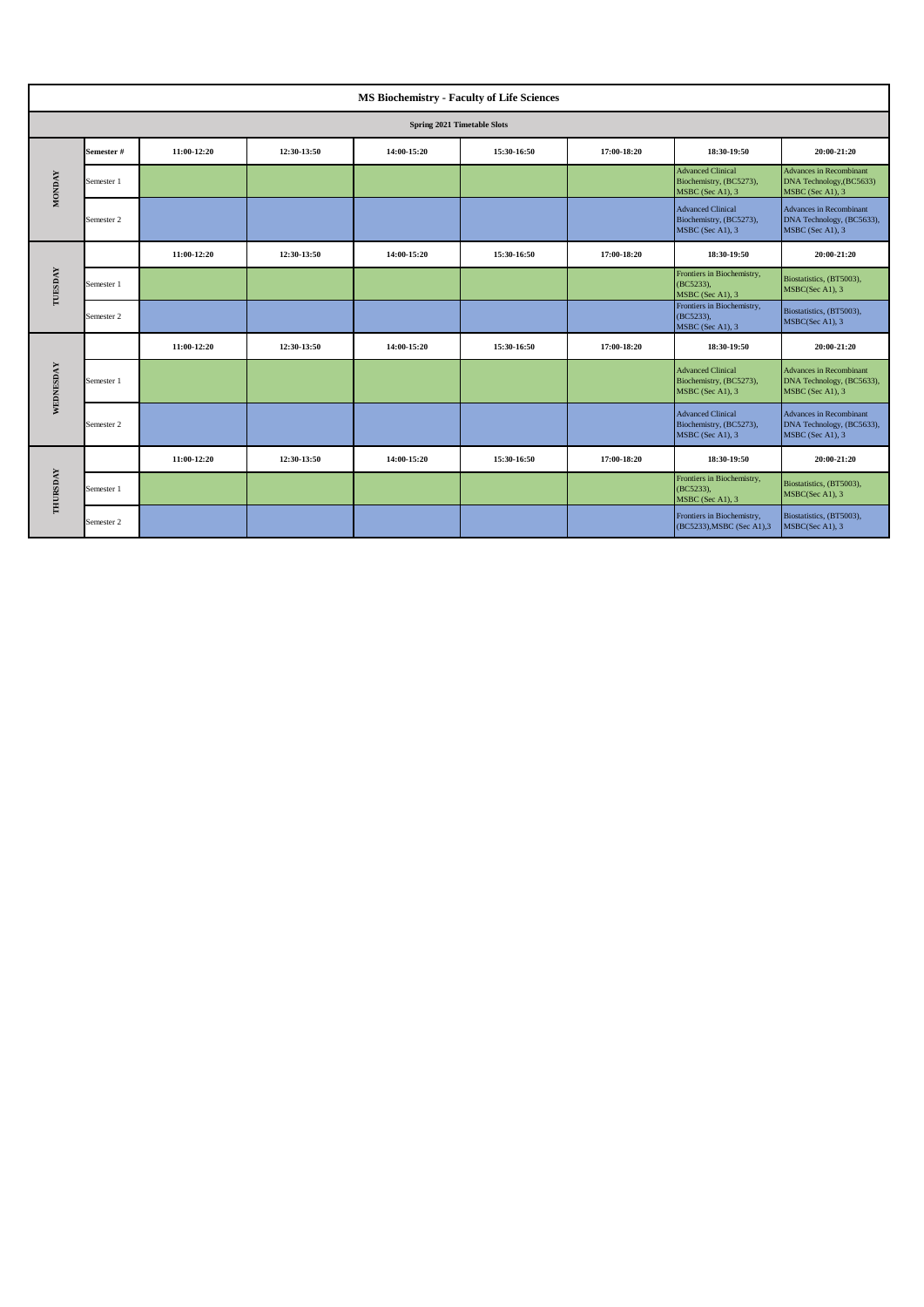# MS Biochemistry - Faculty of Life Sciences

## Spring 2021 Timetable Slots

| | Semester # | 11:00-12:20 | 12:30-13:50 | 14:00-15:20 | 15:30-16:50 | 17:00-18:20 | 18:30-19:50 | 20:00-21:20 |
|---|---|---|---|---|---|---|---|---|
| MONDAY | Semester 1 | | | | | | Advanced Clinical Biochemistry, (BC5273), MSBC (Sec A1), 3 | Advances in Recombinant DNA Technology,(BC5633) MSBC (Sec A1), 3 |
| | Semester 2 | | | | | | Advanced Clinical Biochemistry, (BC5273), MSBC (Sec A1), 3 | Advances in Recombinant DNA Technology, (BC5633), MSBC (Sec A1), 3 |
| | | 11:00-12:20 | 12:30-13:50 | 14:00-15:20 | 15:30-16:50 | 17:00-18:20 | 18:30-19:50 | 20:00-21:20 |
| TUESDAY | Semester 1 | | | | | | Frontiers in Biochemistry, (BC5233), MSBC (Sec A1), 3 | Biostatistics, (BT5003), MSBC(Sec A1), 3 |
| | Semester 2 | | | | | | Frontiers in Biochemistry, (BC5233), MSBC (Sec A1), 3 | Biostatistics, (BT5003), MSBC(Sec A1), 3 |
| | | 11:00-12:20 | 12:30-13:50 | 14:00-15:20 | 15:30-16:50 | 17:00-18:20 | 18:30-19:50 | 20:00-21:20 |
| WEDNESDAY | Semester 1 | | | | | | Advanced Clinical Biochemistry, (BC5273), MSBC (Sec A1), 3 | Advances in Recombinant DNA Technology, (BC5633), MSBC (Sec A1), 3 |
| | Semester 2 | | | | | | Advanced Clinical Biochemistry, (BC5273), MSBC (Sec A1), 3 | Advances in Recombinant DNA Technology, (BC5633), MSBC (Sec A1), 3 |
| | | 11:00-12:20 | 12:30-13:50 | 14:00-15:20 | 15:30-16:50 | 17:00-18:20 | 18:30-19:50 | 20:00-21:20 |
| THURSDAY | Semester 1 | | | | | | Frontiers in Biochemistry, (BC5233), MSBC (Sec A1), 3 | Biostatistics, (BT5003), MSBC(Sec A1), 3 |
| | Semester 2 | | | | | | Frontiers in Biochemistry, (BC5233),MSBC (Sec A1),3 | Biostatistics, (BT5003), MSBC(Sec A1), 3 |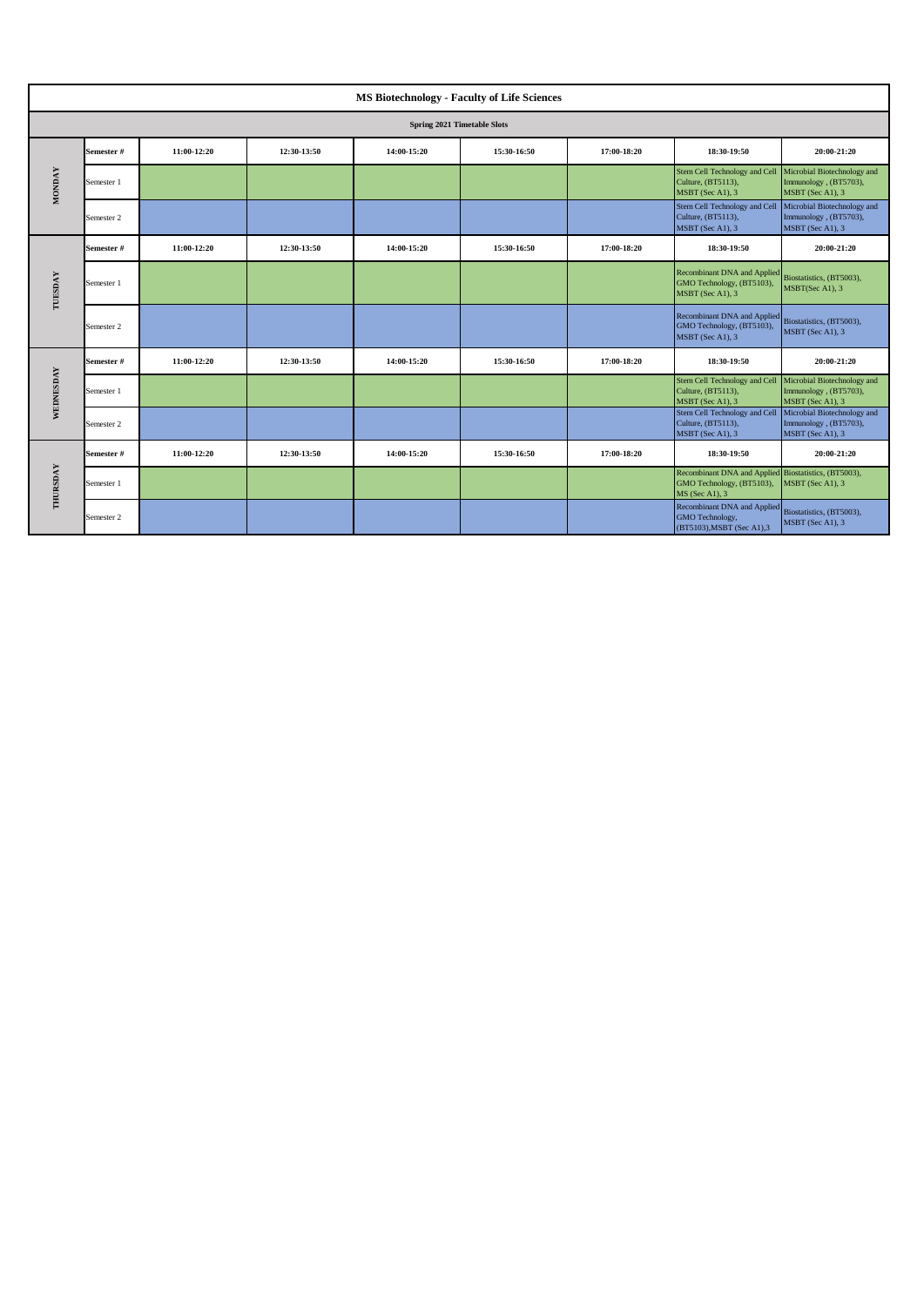# MS Biotechnology - Faculty of Life Sciences

## Spring 2021 Timetable Slots

| | Semester # | 11:00-12:20 | 12:30-13:50 | 14:00-15:20 | 15:30-16:50 | 17:00-18:20 | 18:30-19:50 | 20:00-21:20 |
|---|---|---|---|---|---|---|---|---|
| MONDAY | Semester 1 | | | | | | Stem Cell Technology and Cell Culture, (BT5113), MSBT (Sec A1), 3 | Microbial Biotechnology and Immunology , (BT5703), MSBT (Sec A1), 3 |
| | Semester 2 | | | | | | Stem Cell Technology and Cell Culture, (BT5113), MSBT (Sec A1), 3 | Microbial Biotechnology and Immunology , (BT5703), MSBT (Sec A1), 3 |
| | Semester # | 11:00-12:20 | 12:30-13:50 | 14:00-15:20 | 15:30-16:50 | 17:00-18:20 | 18:30-19:50 | 20:00-21:20 |
| TUESDAY | Semester 1 | | | | | | Recombinant DNA and Applied GMO Technology, (BT5103), MSBT (Sec A1), 3 | Biostatistics, (BT5003), MSBT(Sec A1), 3 |
| | Semester 2 | | | | | | Recombinant DNA and Applied GMO Technology, (BT5103), MSBT (Sec A1), 3 | Biostatistics, (BT5003), MSBT (Sec A1), 3 |
| | Semester # | 11:00-12:20 | 12:30-13:50 | 14:00-15:20 | 15:30-16:50 | 17:00-18:20 | 18:30-19:50 | 20:00-21:20 |
| WEDNESDAY | Semester 1 | | | | | | Stem Cell Technology and Cell Culture, (BT5113), MSBT (Sec A1), 3 | Microbial Biotechnology and Immunology , (BT5703), MSBT (Sec A1), 3 |
| | Semester 2 | | | | | | Stem Cell Technology and Cell Culture, (BT5113), MSBT (Sec A1), 3 | Microbial Biotechnology and Immunology , (BT5703), MSBT (Sec A1), 3 |
| | Semester # | 11:00-12:20 | 12:30-13:50 | 14:00-15:20 | 15:30-16:50 | 17:00-18:20 | 18:30-19:50 | 20:00-21:20 |
| THURSDAY | Semester 1 | | | | | | Recombinant DNA and Applied GMO Technology, (BT5103), MS (Sec A1), 3 | Biostatistics, (BT5003), MSBT (Sec A1), 3 |
| | Semester 2 | | | | | | Recombinant DNA and Applied GMO Technology, (BT5103),MSBT (Sec A1),3 | Biostatistics, (BT5003), MSBT (Sec A1), 3 |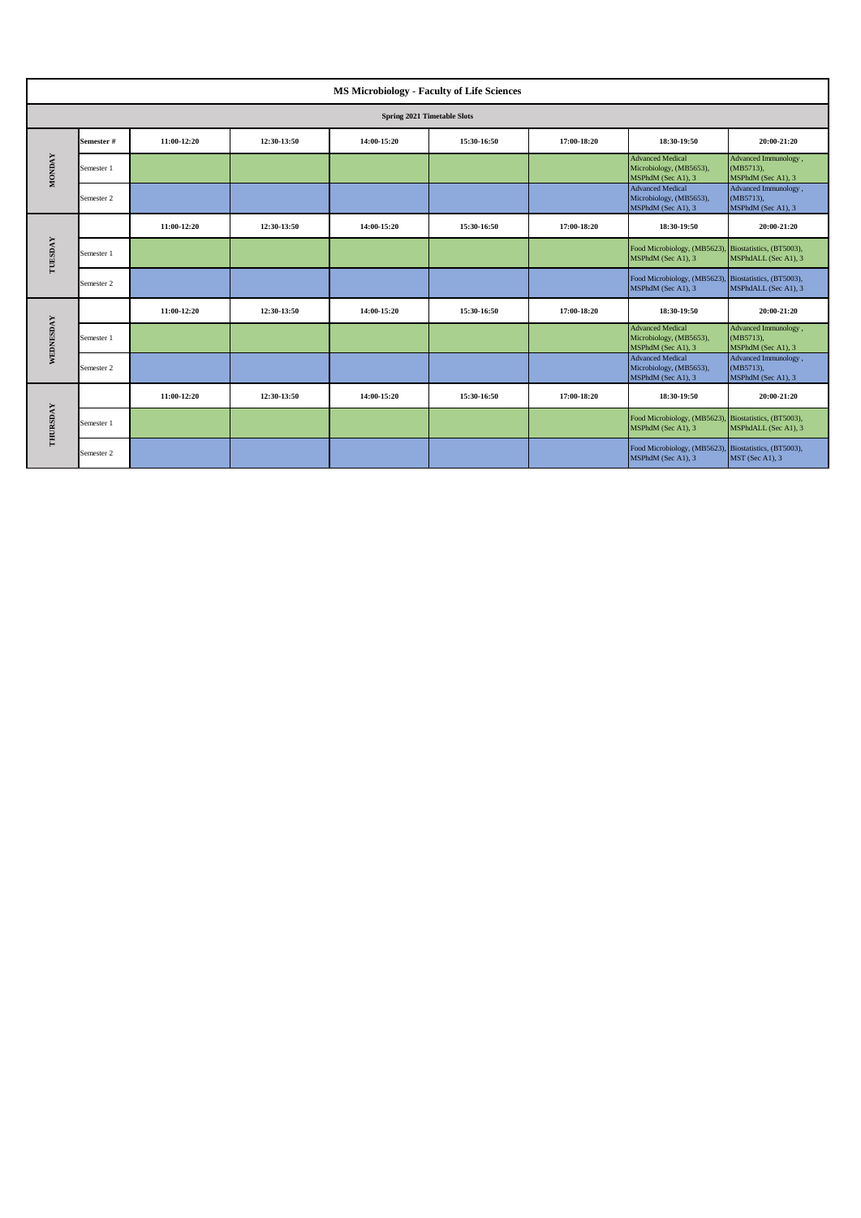# MS Microbiology - Faculty of Life Sciences

## Spring 2021 Timetable Slots

| Day | Semester # | 11:00-12:20 | 12:30-13:50 | 14:00-15:20 | 15:30-16:50 | 17:00-18:20 | 18:30-19:50 | 20:00-21:20 |
|---|---|---|---|---|---|---|---|---|
| MONDAY | Semester 1 | | | | | | Advanced Medical Microbiology, (MB5653), MSPhdM (Sec A1), 3 | Advanced Immunology , (MB5713), MSPhdM (Sec A1), 3 |
| | Semester 2 | | | | | | Advanced Medical Microbiology, (MB5653), MSPhdM (Sec A1), 3 | Advanced Immunology , (MB5713), MSPhdM (Sec A1), 3 |
| TUESDAY | | 11:00-12:20 | 12:30-13:50 | 14:00-15:20 | 15:30-16:50 | 17:00-18:20 | 18:30-19:50 | 20:00-21:20 |
| | Semester 1 | | | | | | Food Microbiology, (MB5623), MSPhdM (Sec A1), 3 | Biostatistics, (BT5003), MSPhdALL (Sec A1), 3 |
| | Semester 2 | | | | | | Food Microbiology, (MB5623), MSPhdM (Sec A1), 3 | Biostatistics, (BT5003), MSPhdALL (Sec A1), 3 |
| WEDNESDAY | | 11:00-12:20 | 12:30-13:50 | 14:00-15:20 | 15:30-16:50 | 17:00-18:20 | 18:30-19:50 | 20:00-21:20 |
| | Semester 1 | | | | | | Advanced Medical Microbiology, (MB5653), MSPhdM (Sec A1), 3 | Advanced Immunology , (MB5713), MSPhdM (Sec A1), 3 |
| | Semester 2 | | | | | | Advanced Medical Microbiology, (MB5653), MSPhdM (Sec A1), 3 | Advanced Immunology , (MB5713), MSPhdM (Sec A1), 3 |
| THURSDAY | | 11:00-12:20 | 12:30-13:50 | 14:00-15:20 | 15:30-16:50 | 17:00-18:20 | 18:30-19:50 | 20:00-21:20 |
| | Semester 1 | | | | | | Food Microbiology, (MB5623), MSPhdM (Sec A1), 3 | Biostatistics, (BT5003), MSPhdALL (Sec A1), 3 |
| | Semester 2 | | | | | | Food Microbiology, (MB5623), MSPhdM (Sec A1), 3 | Biostatistics, (BT5003), MST (Sec A1), 3 |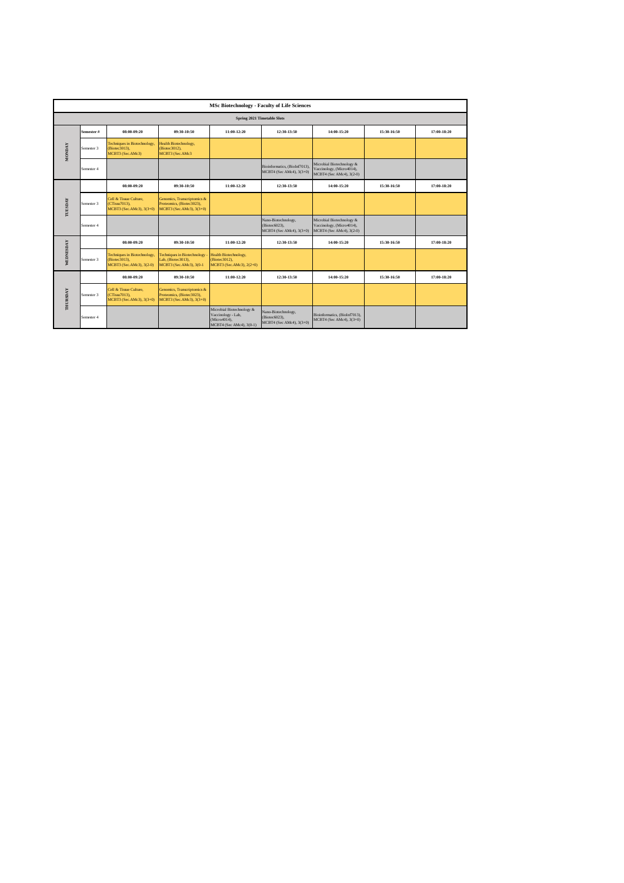| MSc Biotechnology - Faculty of Life Sciences | | | | | | | | |
|---|---|---|---|---|---|---|---|---|
| **Spring 2021 Timetable Slots** | | | | | | | | |
| | **Semester #** | **08:00-09:20** | **09:30-10:50** | **11:00-12:20** | **12:30-13:50** | **14:00-15:20** | **15:30-16:50** | **17:00-18:20** |
| **MONDAY** | Semester 3 | Techniques in Biotechnology, (Biotec3013), MCBT3 (Sec.AMc3) | Health Biotechnology, (Biotec3012), MCBT3 (Sec.AMc3 | | | | | |
| | Semester 4 | | | | Bioinformatics, (BioInf7013), MCBT4 (Sec AMc4), 3(3+0) | Microbial Biotechnology & Vaccinology, (Micro4014), MCBT4 (Sec AMc4), 3(2-0) | | |
| **TUESDAY** | | **08:00-09:20** | **09:30-10:50** | **11:00-12:20** | **12:30-13:50** | **14:00-15:20** | **15:30-16:50** | **17:00-18:20** |
| | Semester 3 | Cell & Tissue Culture, (CTissu7013), MCBT3 (Sec.AMc3), 3(3+0) | Genomics, Transcriptomics & Proteomics, (Biotec3023), MCBT3 (Sec.AMc3), 3(3+0) | | | | | |
| | Semester 4 | | | | Nano-Biotechnology, (Biotec6023), MCBT4 (Sec AMc4), 3(3+0) | Microbial Biotechnology & Vaccinology, (Micro4014), MCBT4 (Sec AMc4), 3(2-0) | | |
| **WEDNESDAY** | | **08:00-09:20** | **09:30-10:50** | **11:00-12:20** | **12:30-13:50** | **14:00-15:20** | **15:30-16:50** | **17:00-18:20** |
| | Semester 3 | Techniques in Biotechnology, (Biotec3013), MCBT3 (Sec.AMc3), 3(2-0) | Techniques in Biotechnology - Lab, (Biotec3013), MCBT3 (Sec.AMc3), 3(0-1 | Health Biotechnology, (Biotec3012), MCBT3 (Sec.AMc3), 2(2+0) | | | | |
| **THURSDAY** | | **08:00-09:20** | **09:30-10:50** | **11:00-12:20** | **12:30-13:50** | **14:00-15:20** | **15:30-16:50** | **17:00-18:20** |
| | Semester 3 | Cell & Tissue Culture, (CTissu7013), MCBT3 (Sec.AMc3), 3(3+0) | Genomics, Transcriptomics & Proteomics, (Biotec3023), MCBT3 (Sec.AMc3), 3(3+0) | | | | | |
| | Semester 4 | | | Microbial Biotechnology & Vaccinology - Lab, (Micro4014), MCBT4 (Sec AMc4), 3(0-1) | Nano-Biotechnology, (Biotec6023), MCBT4 (Sec AMc4), 3(3+0) | Bioinformatics, (BioInf7013), MCBT4 (Sec AMc4), 3(3+0) | | |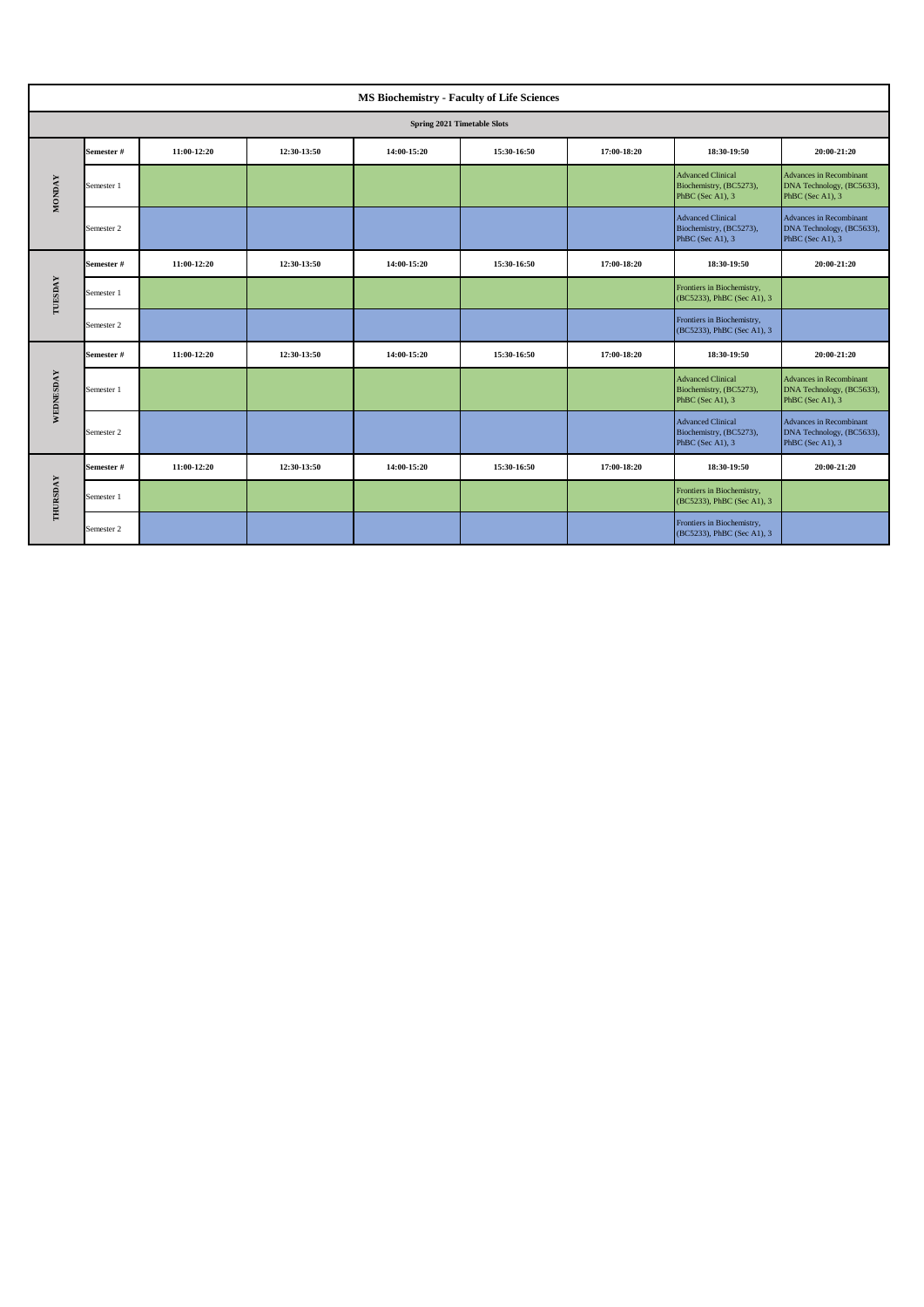# MS Biochemistry - Faculty of Life Sciences

## Spring 2021 Timetable Slots

| Day | Semester # | 11:00-12:20 | 12:30-13:50 | 14:00-15:20 | 15:30-16:50 | 17:00-18:20 | 18:30-19:50 | 20:00-21:20 |
|---|---|---|---|---|---|---|---|---|
| MONDAY | Semester 1 | | | | | | Advanced Clinical Biochemistry, (BC5273), PhBC (Sec A1), 3 | Advances in Recombinant DNA Technology, (BC5633), PhBC (Sec A1), 3 |
| | Semester 2 | | | | | | Advanced Clinical Biochemistry, (BC5273), PhBC (Sec A1), 3 | Advances in Recombinant DNA Technology, (BC5633), PhBC (Sec A1), 3 |
| TUESDAY | Semester # | 11:00-12:20 | 12:30-13:50 | 14:00-15:20 | 15:30-16:50 | 17:00-18:20 | 18:30-19:50 | 20:00-21:20 |
| | Semester 1 | | | | | | Frontiers in Biochemistry, (BC5233), PhBC (Sec A1), 3 | |
| | Semester 2 | | | | | | Frontiers in Biochemistry, (BC5233), PhBC (Sec A1), 3 | |
| WEDNESDAY | Semester # | 11:00-12:20 | 12:30-13:50 | 14:00-15:20 | 15:30-16:50 | 17:00-18:20 | 18:30-19:50 | 20:00-21:20 |
| | Semester 1 | | | | | | Advanced Clinical Biochemistry, (BC5273), PhBC (Sec A1), 3 | Advances in Recombinant DNA Technology, (BC5633), PhBC (Sec A1), 3 |
| | Semester 2 | | | | | | Advanced Clinical Biochemistry, (BC5273), PhBC (Sec A1), 3 | Advances in Recombinant DNA Technology, (BC5633), PhBC (Sec A1), 3 |
| THURSDAY | Semester # | 11:00-12:20 | 12:30-13:50 | 14:00-15:20 | 15:30-16:50 | 17:00-18:20 | 18:30-19:50 | 20:00-21:20 |
| | Semester 1 | | | | | | Frontiers in Biochemistry, (BC5233), PhBC (Sec A1), 3 | |
| | Semester 2 | | | | | | Frontiers in Biochemistry, (BC5233), PhBC (Sec A1), 3 | |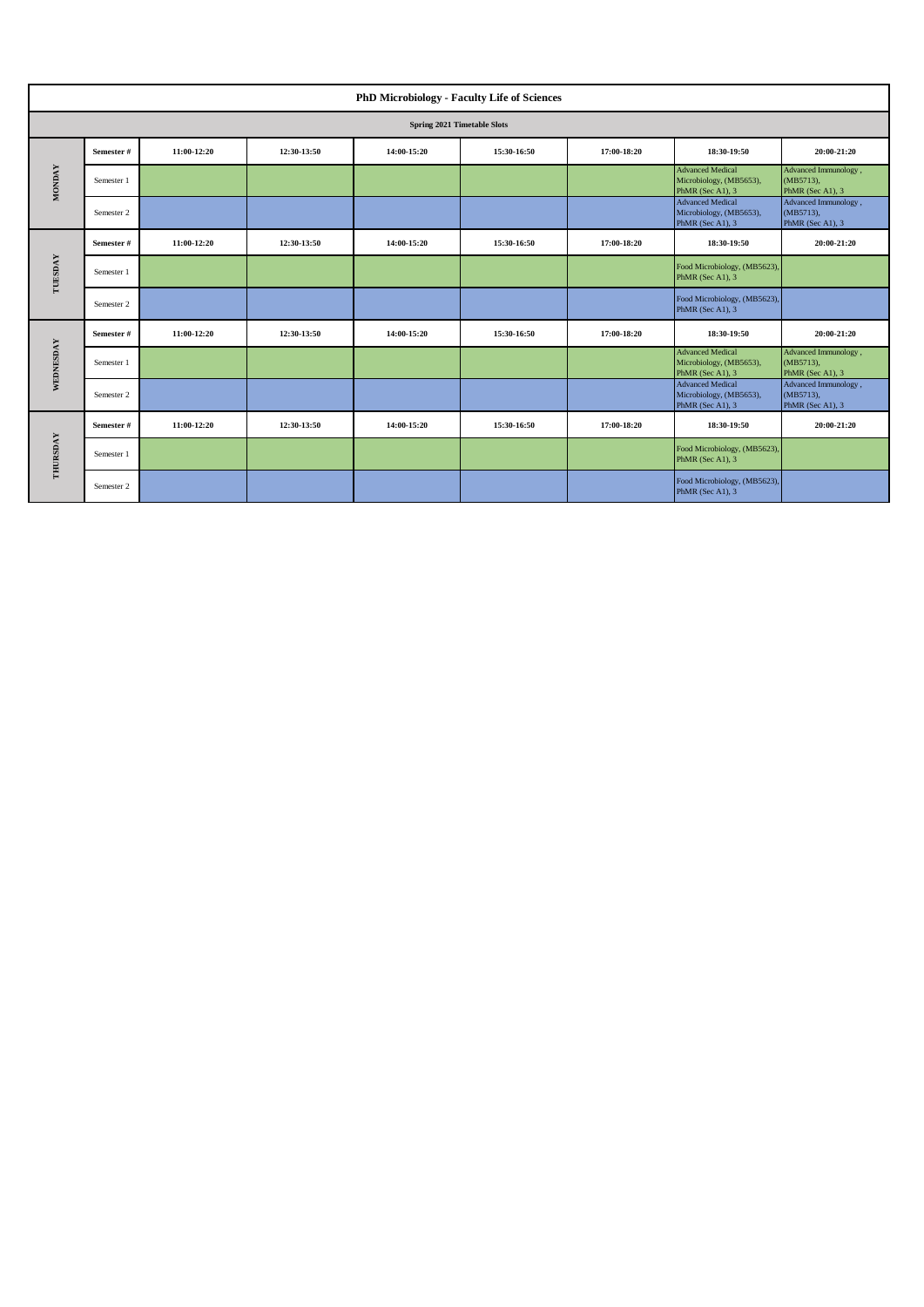# PhD Microbiology - Faculty Life of Sciences

## Spring 2021 Timetable Slots

| | Semester # | 11:00-12:20 | 12:30-13:50 | 14:00-15:20 | 15:30-16:50 | 17:00-18:20 | 18:30-19:50 | 20:00-21:20 |
|---|---|---|---|---|---|---|---|---|
| MONDAY | Semester 1 | | | | | | Advanced Medical Microbiology, (MB5653), PhMR (Sec A1), 3 | Advanced Immunology , (MB5713), PhMR (Sec A1), 3 |
| | Semester 2 | | | | | | Advanced Medical Microbiology, (MB5653), PhMR (Sec A1), 3 | Advanced Immunology , (MB5713), PhMR (Sec A1), 3 |
| | Semester # | 11:00-12:20 | 12:30-13:50 | 14:00-15:20 | 15:30-16:50 | 17:00-18:20 | 18:30-19:50 | 20:00-21:20 |
| TUESDAY | Semester 1 | | | | | | Food Microbiology, (MB5623), PhMR (Sec A1), 3 | |
| | Semester 2 | | | | | | Food Microbiology, (MB5623), PhMR (Sec A1), 3 | |
| | Semester # | 11:00-12:20 | 12:30-13:50 | 14:00-15:20 | 15:30-16:50 | 17:00-18:20 | 18:30-19:50 | 20:00-21:20 |
| WEDNESDAY | Semester 1 | | | | | | Advanced Medical Microbiology, (MB5653), PhMR (Sec A1), 3 | Advanced Immunology , (MB5713), PhMR (Sec A1), 3 |
| | Semester 2 | | | | | | Advanced Medical Microbiology, (MB5653), PhMR (Sec A1), 3 | Advanced Immunology , (MB5713), PhMR (Sec A1), 3 |
| | Semester # | 11:00-12:20 | 12:30-13:50 | 14:00-15:20 | 15:30-16:50 | 17:00-18:20 | 18:30-19:50 | 20:00-21:20 |
| THURSDAY | Semester 1 | | | | | | Food Microbiology, (MB5623), PhMR (Sec A1), 3 | |
| | Semester 2 | | | | | | Food Microbiology, (MB5623), PhMR (Sec A1), 3 | |